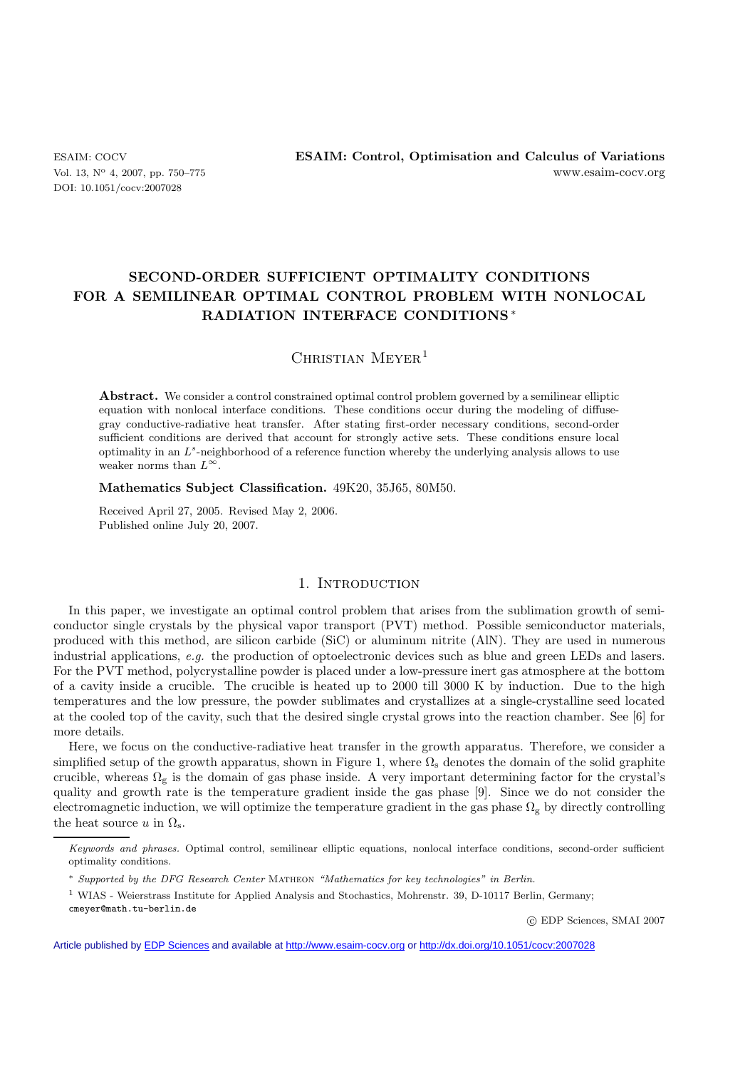# SECOND-ORDER SUFFICIENT OPTIMALITY CONDITIONS FOR A SEMILINEAR OPTIMAL CONTROL PROBLEM WITH NONLOCAL RADIATION INTERFACE CONDITIONS [*]

Christian Meyer[1]

**Abstract.** We consider a control constrained optimal control problem governed by a semilinear elliptic equation with nonlocal interface conditions. These conditions occur during the modeling of diffuse-gray conductive-radiative heat transfer. After stating first-order necessary conditions, second-order sufficient conditions are derived that account for strongly active sets. These conditions ensure local optimality in an $L^s$-neighborhood of a reference function whereby the underlying analysis allows to use weaker norms than $L^\infty$.

**Mathematics Subject Classification.** 49K20, 35J65, 80M50.

Received April 27, 2005. Revised May 2, 2006.
Published online July 20, 2007.

## 1. Introduction

In this paper, we investigate an optimal control problem that arises from the sublimation growth of semiconductor single crystals by the physical vapor transport (PVT) method. Possible semiconductor materials, produced with this method, are silicon carbide (SiC) or aluminum nitrite (AlN). They are used in numerous industrial applications, *e.g.* the production of optoelectronic devices such as blue and green LEDs and lasers. For the PVT method, polycrystalline powder is placed under a low-pressure inert gas atmosphere at the bottom of a cavity inside a crucible. The crucible is heated up to 2000 till 3000 K by induction. Due to the high temperatures and the low pressure, the powder sublimates and crystallizes at a single-crystalline seed located at the cooled top of the cavity, such that the desired single crystal grows into the reaction chamber. See [6] for more details.

Here, we focus on the conductive-radiative heat transfer in the growth apparatus. Therefore, we consider a simplified setup of the growth apparatus, shown in Figure 1, where $\Omega_s$ denotes the domain of the solid graphite crucible, whereas $\Omega_g$ is the domain of gas phase inside. A very important determining factor for the crystal's quality and growth rate is the temperature gradient inside the gas phase [9]. Since we do not consider the electromagnetic induction, we will optimize the temperature gradient in the gas phase $\Omega_g$ by directly controlling the heat source $u$ in $\Omega_s$.

---

*Keywords and phrases.* Optimal control, semilinear elliptic equations, nonlocal interface conditions, second-order sufficient optimality conditions.

[*] *Supported by the DFG Research Center* Matheon *"Mathematics for key technologies" in Berlin.*

[1] WIAS - Weierstrass Institute for Applied Analysis and Stochastics, Mohrenstr. 39, D-10117 Berlin, Germany; cmeyer@math.tu-berlin.de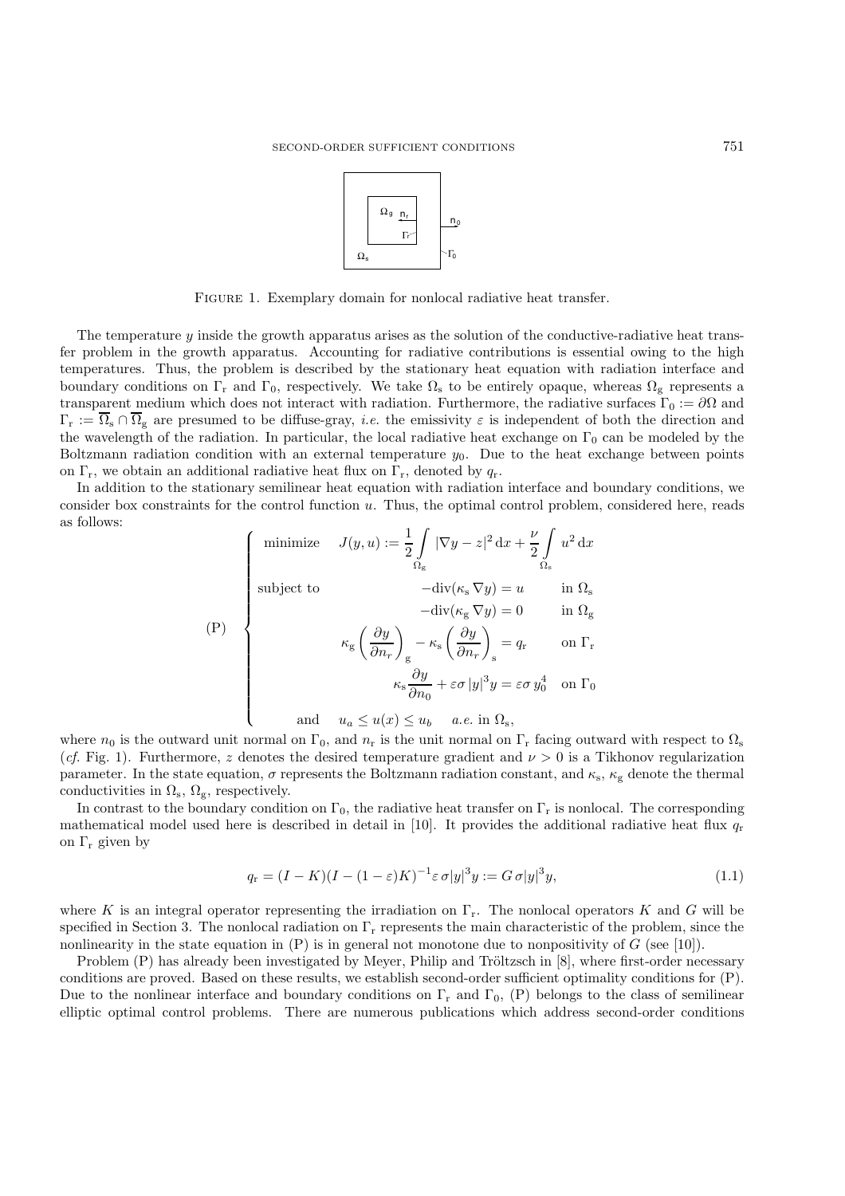FIGURE 1. Exemplary domain for nonlocal radiative heat transfer.

The temperature $y$ inside the growth apparatus arises as the solution of the conductive-radiative heat transfer problem in the growth apparatus. Accounting for radiative contributions is essential owing to the high temperatures. Thus, the problem is described by the stationary heat equation with radiation interface and boundary conditions on $\Gamma_r$ and $\Gamma_0$, respectively. We take $\Omega_s$ to be entirely opaque, whereas $\Omega_g$ represents a transparent medium which does not interact with radiation. Furthermore, the radiative surfaces $\Gamma_0 := \partial\Omega$ and $\Gamma_r := \overline{\Omega}_s \cap \overline{\Omega}_g$ are presumed to be diffuse-gray, *i.e.* the emissivity $\varepsilon$ is independent of both the direction and the wavelength of the radiation. In particular, the local radiative heat exchange on $\Gamma_0$ can be modeled by the Boltzmann radiation condition with an external temperature $y_0$. Due to the heat exchange between points on $\Gamma_r$, we obtain an additional radiative heat flux on $\Gamma_r$, denoted by $q_r$.

In addition to the stationary semilinear heat equation with radiation interface and boundary conditions, we consider box constraints for the control function $u$. Thus, the optimal control problem, considered here, reads as follows:

$$
\text{(P)} \quad \left\{
\begin{array}{ll}
\text{minimize} & J(y,u) := \dfrac{1}{2}\displaystyle\int_{\Omega_g} |\nabla y - z|^2 \, \mathrm{d}x + \dfrac{\nu}{2}\displaystyle\int_{\Omega_s} u^2 \, \mathrm{d}x \\[2ex]
\text{subject to} & -\mathrm{div}(\kappa_s \nabla y) = u \qquad \text{in } \Omega_s \\[1ex]
 & -\mathrm{div}(\kappa_g \nabla y) = 0 \qquad \text{in } \Omega_g \\[1ex]
 & \kappa_g \left(\dfrac{\partial y}{\partial n_r}\right)_g - \kappa_s \left(\dfrac{\partial y}{\partial n_r}\right)_s = q_r \qquad \text{on } \Gamma_r \\[2ex]
 & \kappa_s \dfrac{\partial y}{\partial n_0} + \varepsilon\sigma\, |y|^3 y = \varepsilon\sigma\, y_0^4 \quad \text{on } \Gamma_0 \\[2ex]
\text{and} & u_a \le u(x) \le u_b \quad \textit{a.e.} \text{ in } \Omega_s,
\end{array}
\right.
$$

where $n_0$ is the outward unit normal on $\Gamma_0$, and $n_r$ is the unit normal on $\Gamma_r$ facing outward with respect to $\Omega_s$ (*cf.* Fig. 1). Furthermore, $z$ denotes the desired temperature gradient and $\nu > 0$ is a Tikhonov regularization parameter. In the state equation, $\sigma$ represents the Boltzmann radiation constant, and $\kappa_s$, $\kappa_g$ denote the thermal conductivities in $\Omega_s$, $\Omega_g$, respectively.

In contrast to the boundary condition on $\Gamma_0$, the radiative heat transfer on $\Gamma_r$ is nonlocal. The corresponding mathematical model used here is described in detail in [10]. It provides the additional radiative heat flux $q_r$ on $\Gamma_r$ given by

$$
q_r = (I - K)(I - (1-\varepsilon)K)^{-1} \varepsilon\, \sigma |y|^3 y := G\, \sigma |y|^3 y, \tag{1.1}
$$

where $K$ is an integral operator representing the irradiation on $\Gamma_r$. The nonlocal operators $K$ and $G$ will be specified in Section 3. The nonlocal radiation on $\Gamma_r$ represents the main characteristic of the problem, since the nonlinearity in the state equation in (P) is in general not monotone due to nonpositivity of $G$ (see [10]).

Problem (P) has already been investigated by Meyer, Philip and Tröltzsch in [8], where first-order necessary conditions are proved. Based on these results, we establish second-order sufficient optimality conditions for (P). Due to the nonlinear interface and boundary conditions on $\Gamma_r$ and $\Gamma_0$, (P) belongs to the class of semilinear elliptic optimal control problems. There are numerous publications which address second-order conditions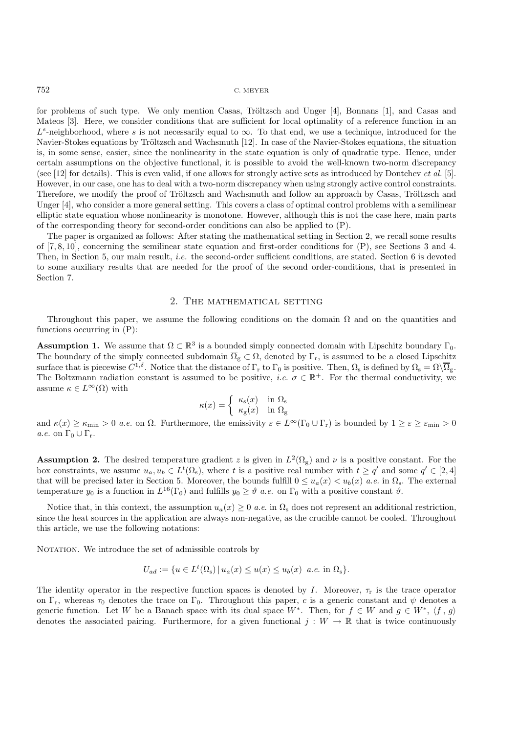for problems of such type. We only mention Casas, Tröltzsch and Unger [4], Bonnans [1], and Casas and Mateos [3]. Here, we consider conditions that are sufficient for local optimality of a reference function in an $L^s$-neighborhood, where $s$ is not necessarily equal to $\infty$. To that end, we use a technique, introduced for the Navier-Stokes equations by Tröltzsch and Wachsmuth [12]. In case of the Navier-Stokes equations, the situation is, in some sense, easier, since the nonlinearity in the state equation is only of quadratic type. Hence, under certain assumptions on the objective functional, it is possible to avoid the well-known two-norm discrepancy (see [12] for details). This is even valid, if one allows for strongly active sets as introduced by Dontchev *et al.* [5]. However, in our case, one has to deal with a two-norm discrepancy when using strongly active control constraints. Therefore, we modify the proof of Tröltzsch and Wachsmuth and follow an approach by Casas, Tröltzsch and Unger [4], who consider a more general setting. This covers a class of optimal control problems with a semilinear elliptic state equation whose nonlinearity is monotone. However, although this is not the case here, main parts of the corresponding theory for second-order conditions can also be applied to (P).

The paper is organized as follows: After stating the mathematical setting in Section 2, we recall some results of [7, 8, 10], concerning the semilinear state equation and first-order conditions for (P), see Sections 3 and 4. Then, in Section 5, our main result, *i.e.* the second-order sufficient conditions, are stated. Section 6 is devoted to some auxiliary results that are needed for the proof of the second order-conditions, that is presented in Section 7.

## 2. The mathematical setting

Throughout this paper, we assume the following conditions on the domain $\Omega$ and on the quantities and functions occurring in (P):

**Assumption 1.** We assume that $\Omega \subset \mathbb{R}^3$ is a bounded simply connected domain with Lipschitz boundary $\Gamma_0$. The boundary of the simply connected subdomain $\overline{\Omega}_{\rm g} \subset \Omega$, denoted by $\Gamma_{\rm r}$, is assumed to be a closed Lipschitz surface that is piecewise $C^{1,\delta}$. Notice that the distance of $\Gamma_{\rm r}$ to $\Gamma_0$ is positive. Then, $\Omega_{\rm s}$ is defined by $\Omega_{\rm s} = \Omega \backslash \overline{\Omega}_{\rm g}$. The Boltzmann radiation constant is assumed to be positive, *i.e.* $\sigma \in \mathbb{R}^+$. For the thermal conductivity, we assume $\kappa \in L^\infty(\Omega)$ with

$$\kappa(x) = \begin{cases} \kappa_{\rm s}(x) & \text{in } \Omega_{\rm s} \\ \kappa_{\rm g}(x) & \text{in } \Omega_{\rm g} \end{cases}$$

and $\kappa(x) \geq \kappa_{\min} > 0$ *a.e.* on $\Omega$. Furthermore, the emissivity $\varepsilon \in L^\infty(\Gamma_0 \cup \Gamma_{\rm r})$ is bounded by $1 \geq \varepsilon \geq \varepsilon_{\min} > 0$ *a.e.* on $\Gamma_0 \cup \Gamma_{\rm r}$.

**Assumption 2.** The desired temperature gradient $z$ is given in $L^2(\Omega_{\rm g})$ and $\nu$ is a positive constant. For the box constraints, we assume $u_a, u_b \in L^t(\Omega_{\rm s})$, where $t$ is a positive real number with $t \geq q'$ and some $q' \in [2, 4]$ that will be precised later in Section 5. Moreover, the bounds fulfill $0 \leq u_a(x) < u_b(x)$ *a.e.* in $\Omega_{\rm s}$. The external temperature $y_0$ is a function in $L^{16}(\Gamma_0)$ and fulfills $y_0 \geq \vartheta$ *a.e.* on $\Gamma_0$ with a positive constant $\vartheta$.

Notice that, in this context, the assumption $u_a(x) \geq 0$ *a.e.* in $\Omega_{\rm s}$ does not represent an additional restriction, since the heat sources in the application are always non-negative, as the crucible cannot be cooled. Throughout this article, we use the following notations:

Notation. We introduce the set of admissible controls by

$$U_{ad} := \{u \in L^t(\Omega_{\rm s}) \,|\, u_a(x) \leq u(x) \leq u_b(x) \;\; a.e. \text{ in } \Omega_{\rm s}\}.$$

The identity operator in the respective function spaces is denoted by $I$. Moreover, $\tau_{\rm r}$ is the trace operator on $\Gamma_{\rm r}$, whereas $\tau_0$ denotes the trace on $\Gamma_0$. Throughout this paper, $c$ is a generic constant and $\psi$ denotes a generic function. Let $W$ be a Banach space with its dual space $W^*$. Then, for $f \in W$ and $g \in W^*$, $\langle f\,,\, g\rangle$ denotes the associated pairing. Furthermore, for a given functional $j : W \to \mathbb{R}$ that is twice continuously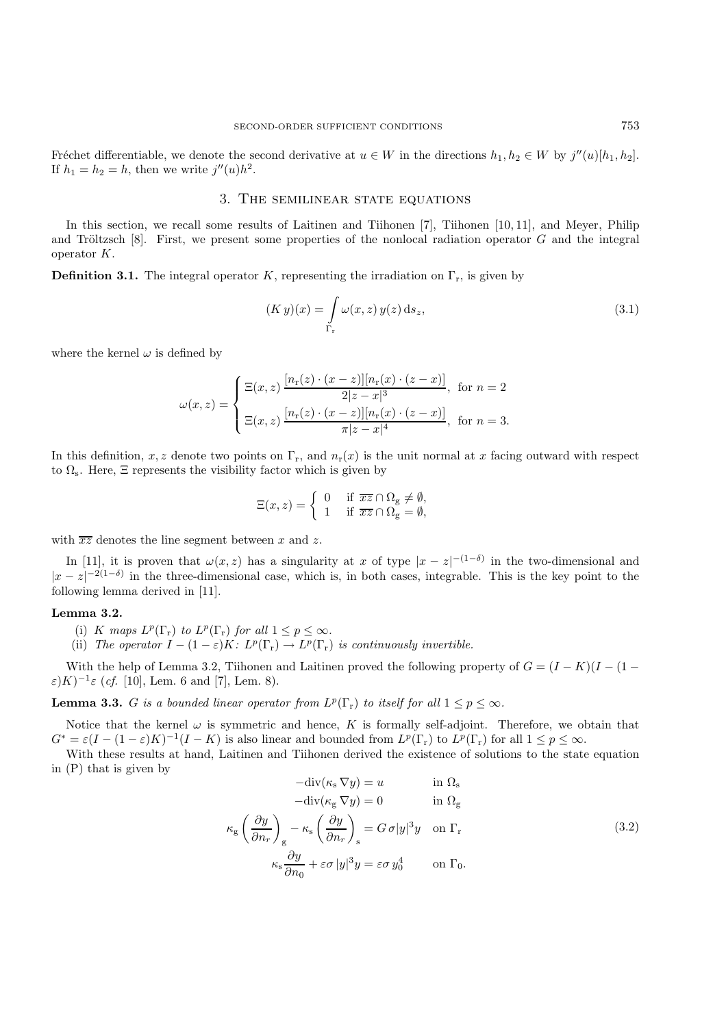Fréchet differentiable, we denote the second derivative at $u \in W$ in the directions $h_1, h_2 \in W$ by $j''(u)[h_1, h_2]$. If $h_1 = h_2 = h$, then we write $j''(u)h^2$.

## 3. The semilinear state equations

In this section, we recall some results of Laitinen and Tiihonen [7], Tiihonen [10, 11], and Meyer, Philip and Tröltzsch [8]. First, we present some properties of the nonlocal radiation operator $G$ and the integral operator $K$.

**Definition 3.1.** The integral operator $K$, representing the irradiation on $\Gamma_\mathrm{r}$, is given by

$$(K\,y)(x) = \int\limits_{\Gamma_\mathrm{r}} \omega(x,z)\, y(z)\, \mathrm{d}s_z, \tag{3.1}$$

where the kernel $\omega$ is defined by

$$\omega(x,z) = \begin{cases} \Xi(x,z)\,\dfrac{[n_\mathrm{r}(z)\cdot(x-z)][n_\mathrm{r}(x)\cdot(z-x)]}{2|z-x|^3}, & \text{for } n=2 \\[2ex] \Xi(x,z)\,\dfrac{[n_\mathrm{r}(z)\cdot(x-z)][n_\mathrm{r}(x)\cdot(z-x)]}{\pi|z-x|^4}, & \text{for } n=3. \end{cases}$$

In this definition, $x, z$ denote two points on $\Gamma_\mathrm{r}$, and $n_\mathrm{r}(x)$ is the unit normal at $x$ facing outward with respect to $\Omega_\mathrm{s}$. Here, $\Xi$ represents the visibility factor which is given by

$$\Xi(x,z) = \begin{cases} 0 & \text{if } \overline{xz}\cap\Omega_\mathrm{g} \neq \emptyset, \\ 1 & \text{if } \overline{xz}\cap\Omega_\mathrm{g} = \emptyset, \end{cases}$$

with $\overline{xz}$ denotes the line segment between $x$ and $z$.

In [11], it is proven that $\omega(x,z)$ has a singularity at $x$ of type $|x-z|^{-(1-\delta)}$ in the two-dimensional and $|x-z|^{-2(1-\delta)}$ in the three-dimensional case, which is, in both cases, integrable. This is the key point to the following lemma derived in [11].

**Lemma 3.2.**

(i) *$K$ maps $L^p(\Gamma_\mathrm{r})$ to $L^p(\Gamma_\mathrm{r})$ for all $1 \le p \le \infty$.*

(ii) *The operator $I-(1-\varepsilon)K\colon L^p(\Gamma_\mathrm{r}) \to L^p(\Gamma_\mathrm{r})$ is continuously invertible.*

With the help of Lemma 3.2, Tiihonen and Laitinen proved the following property of $G = (I-K)(I-(1-\varepsilon)K)^{-1}\varepsilon$ (*cf.* [10], Lem. 6 and [7], Lem. 8).

**Lemma 3.3.** *$G$ is a bounded linear operator from $L^p(\Gamma_\mathrm{r})$ to itself for all $1 \le p \le \infty$.*

Notice that the kernel $\omega$ is symmetric and hence, $K$ is formally self-adjoint. Therefore, we obtain that $G^* = \varepsilon(I-(1-\varepsilon)K)^{-1}(I-K)$ is also linear and bounded from $L^p(\Gamma_\mathrm{r})$ to $L^p(\Gamma_\mathrm{r})$ for all $1 \le p \le \infty$.

With these results at hand, Laitinen and Tiihonen derived the existence of solutions to the state equation in (P) that is given by

$$\begin{aligned} -\mathrm{div}(\kappa_\mathrm{s}\,\nabla y) &= u && \text{in } \Omega_\mathrm{s} \\ -\mathrm{div}(\kappa_\mathrm{g}\,\nabla y) &= 0 && \text{in } \Omega_\mathrm{g} \\ \kappa_\mathrm{g}\left(\frac{\partial y}{\partial n_r}\right)_\mathrm{g} - \kappa_\mathrm{s}\left(\frac{\partial y}{\partial n_r}\right)_\mathrm{s} &= G\,\sigma|y|^3 y && \text{on } \Gamma_\mathrm{r} \\ \kappa_\mathrm{s}\frac{\partial y}{\partial n_0} + \varepsilon\sigma\,|y|^3 y &= \varepsilon\sigma\, y_0^4 && \text{on } \Gamma_0. \end{aligned} \tag{3.2}$$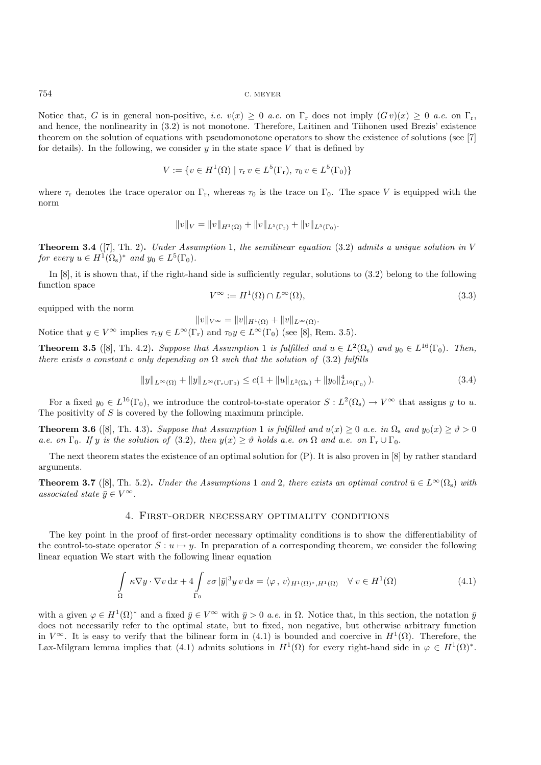Notice that, $G$ is in general non-positive, *i.e.* $v(x) \geq 0$ *a.e.* on $\Gamma_\mathrm{r}$ does not imply $(G\,v)(x) \geq 0$ *a.e.* on $\Gamma_\mathrm{r}$, and hence, the nonlinearity in (3.2) is not monotone. Therefore, Laitinen and Tiihonen used Brezis' existence theorem on the solution of equations with pseudomonotone operators to show the existence of solutions (see [7] for details). In the following, we consider $y$ in the state space $V$ that is defined by

$$V := \{v \in H^1(\Omega) \mid \tau_\mathrm{r}\, v \in L^5(\Gamma_\mathrm{r}),\ \tau_0\, v \in L^5(\Gamma_0)\}$$

where $\tau_\mathrm{r}$ denotes the trace operator on $\Gamma_\mathrm{r}$, whereas $\tau_0$ is the trace on $\Gamma_0$. The space $V$ is equipped with the norm

$$\|v\|_V = \|v\|_{H^1(\Omega)} + \|v\|_{L^5(\Gamma_\mathrm{r})} + \|v\|_{L^5(\Gamma_0)}.$$

**Theorem 3.4** ([7], Th. 2)**.** *Under Assumption* 1*, the semilinear equation* (3.2) *admits a unique solution in $V$ for every $u \in H^1(\Omega_\mathrm{s})^*$ and $y_0 \in L^5(\Gamma_0)$.*

In [8], it is shown that, if the right-hand side is sufficiently regular, solutions to (3.2) belong to the following function space

$$V^\infty := H^1(\Omega) \cap L^\infty(\Omega), \tag{3.3}$$

equipped with the norm

$$\|v\|_{V^\infty} = \|v\|_{H^1(\Omega)} + \|v\|_{L^\infty(\Omega)}.$$

Notice that $y \in V^\infty$ implies $\tau_\mathrm{r} y \in L^\infty(\Gamma_\mathrm{r})$ and $\tau_0 y \in L^\infty(\Gamma_0)$ (see [8], Rem. 3.5).

**Theorem 3.5** ([8], Th. 4.2)**.** *Suppose that Assumption* 1 *is fulfilled and $u \in L^2(\Omega_\mathrm{s})$ and $y_0 \in L^{16}(\Gamma_0)$. Then, there exists a constant $c$ only depending on $\Omega$ such that the solution of* (3.2) *fulfills*

$$\|y\|_{L^\infty(\Omega)} + \|y\|_{L^\infty(\Gamma_\mathrm{r}\cup\Gamma_0)} \leq c(1 + \|u\|_{L^2(\Omega_\mathrm{s})} + \|y_0\|^4_{L^{16}(\Gamma_0)}). \tag{3.4}$$

For a fixed $y_0 \in L^{16}(\Gamma_0)$, we introduce the control-to-state operator $S : L^2(\Omega_\mathrm{s}) \to V^\infty$ that assigns $y$ to $u$. The positivity of $S$ is covered by the following maximum principle.

**Theorem 3.6** ([8], Th. 4.3)**.** *Suppose that Assumption* 1 *is fulfilled and $u(x) \geq 0$ a.e. in $\Omega_\mathrm{s}$ and $y_0(x) \geq \vartheta > 0$ a.e. on $\Gamma_0$. If $y$ is the solution of* (3.2)*, then $y(x) \geq \vartheta$ holds a.e. on $\Omega$ and a.e. on $\Gamma_\mathrm{r} \cup \Gamma_0$.*

The next theorem states the existence of an optimal solution for (P). It is also proven in [8] by rather standard arguments.

**Theorem 3.7** ([8], Th. 5.2)**.** *Under the Assumptions* 1 *and* 2*, there exists an optimal control $\bar{u} \in L^\infty(\Omega_\mathrm{s})$ with associated state $\bar{y} \in V^\infty$.*

## 4. First-order necessary optimality conditions

The key point in the proof of first-order necessary optimality conditions is to show the differentiability of the control-to-state operator $S : u \mapsto y$. In preparation of a corresponding theorem, we consider the following linear equation We start with the following linear equation

$$\int_\Omega \kappa\nabla y \cdot \nabla v \,\mathrm{d}x + 4\int_{\Gamma_0} \varepsilon\sigma\, |\bar{y}|^3 y\, v \,\mathrm{d}s = \langle \varphi\,,\, v\rangle_{H^1(\Omega)^*, H^1(\Omega)} \quad \forall\, v \in H^1(\Omega) \tag{4.1}$$

with a given $\varphi \in H^1(\Omega)^*$ and a fixed $\bar{y} \in V^\infty$ with $\bar{y} > 0$ *a.e.* in $\Omega$. Notice that, in this section, the notation $\bar{y}$ does not necessarily refer to the optimal state, but to fixed, non negative, but otherwise arbitrary function in $V^\infty$. It is easy to verify that the bilinear form in (4.1) is bounded and coercive in $H^1(\Omega)$. Therefore, the Lax-Milgram lemma implies that (4.1) admits solutions in $H^1(\Omega)$ for every right-hand side in $\varphi \in H^1(\Omega)^*$.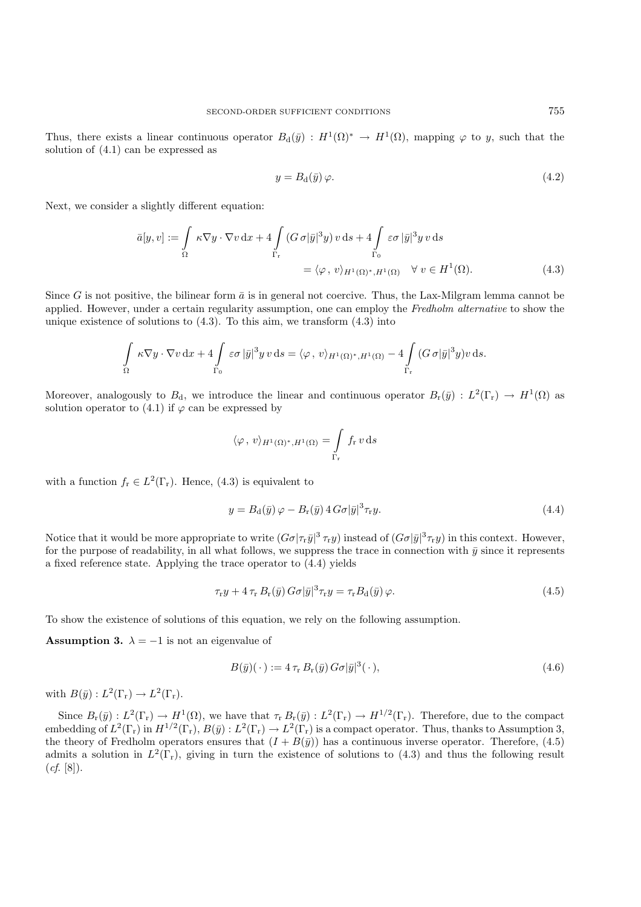Thus, there exists a linear continuous operator $B_\mathrm{d}(\bar{y}) : H^1(\Omega)^* \to H^1(\Omega)$, mapping $\varphi$ to $y$, such that the solution of (4.1) can be expressed as

$$y = B_\mathrm{d}(\bar{y})\,\varphi. \tag{4.2}$$

Next, we consider a slightly different equation:

$$\begin{aligned}\bar{a}[y,v] := \int\limits_\Omega \kappa \nabla y \cdot \nabla v \,\mathrm{d}x + 4 \int\limits_{\Gamma_\mathrm{r}} (G\,\sigma |\bar{y}|^3 y)\, v \,\mathrm{d}s + 4 \int\limits_{\Gamma_0} \varepsilon\sigma\, |\bar{y}|^3 y\, v \,\mathrm{d}s \\ = \langle \varphi\,,\, v\rangle_{H^1(\Omega)^*, H^1(\Omega)} \quad \forall\, v \in H^1(\Omega).\end{aligned} \tag{4.3}$$

Since $G$ is not positive, the bilinear form $\bar{a}$ is in general not coercive. Thus, the Lax-Milgram lemma cannot be applied. However, under a certain regularity assumption, one can employ the *Fredholm alternative* to show the unique existence of solutions to (4.3). To this aim, we transform (4.3) into

$$\int\limits_\Omega \kappa \nabla y \cdot \nabla v \,\mathrm{d}x + 4 \int\limits_{\Gamma_0} \varepsilon\sigma\, |\bar{y}|^3 y\, v \,\mathrm{d}s = \langle \varphi\,,\, v\rangle_{H^1(\Omega)^*, H^1(\Omega)} - 4 \int\limits_{\Gamma_\mathrm{r}} (G\,\sigma |\bar{y}|^3 y) v \,\mathrm{d}s.$$

Moreover, analogously to $B_\mathrm{d}$, we introduce the linear and continuous operator $B_\mathrm{r}(\bar{y}) : L^2(\Gamma_\mathrm{r}) \to H^1(\Omega)$ as solution operator to (4.1) if $\varphi$ can be expressed by

$$\langle \varphi\,,\, v\rangle_{H^1(\Omega)^*, H^1(\Omega)} = \int\limits_{\Gamma_\mathrm{r}} f_\mathrm{r}\, v \,\mathrm{d}s$$

with a function $f_\mathrm{r} \in L^2(\Gamma_\mathrm{r})$. Hence, (4.3) is equivalent to

$$y = B_\mathrm{d}(\bar{y})\,\varphi - B_\mathrm{r}(\bar{y})\, 4\, G\sigma |\bar{y}|^3 \tau_\mathrm{r} y. \tag{4.4}$$

Notice that it would be more appropriate to write $(G\sigma|\tau_\mathrm{r}\bar{y}|^3\, \tau_\mathrm{r} y)$ instead of $(G\sigma|\bar{y}|^3 \tau_\mathrm{r} y)$ in this context. However, for the purpose of readability, in all what follows, we suppress the trace in connection with $\bar{y}$ since it represents a fixed reference state. Applying the trace operator to (4.4) yields

$$\tau_\mathrm{r} y + 4\, \tau_\mathrm{r}\, B_\mathrm{r}(\bar{y})\, G\sigma |\bar{y}|^3 \tau_\mathrm{r} y = \tau_\mathrm{r} B_\mathrm{d}(\bar{y})\,\varphi. \tag{4.5}$$

To show the existence of solutions of this equation, we rely on the following assumption.

**Assumption 3.** $\lambda = -1$ is not an eigenvalue of

$$B(\bar{y})(\,\cdot\,) := 4\, \tau_\mathrm{r}\, B_\mathrm{r}(\bar{y})\, G\sigma |\bar{y}|^3 (\,\cdot\,), \tag{4.6}$$

with $B(\bar{y}) : L^2(\Gamma_\mathrm{r}) \to L^2(\Gamma_\mathrm{r})$.

Since $B_\mathrm{r}(\bar{y}) : L^2(\Gamma_\mathrm{r}) \to H^1(\Omega)$, we have that $\tau_\mathrm{r}\, B_\mathrm{r}(\bar{y}) : L^2(\Gamma_\mathrm{r}) \to H^{1/2}(\Gamma_\mathrm{r})$. Therefore, due to the compact embedding of $L^2(\Gamma_\mathrm{r})$ in $H^{1/2}(\Gamma_\mathrm{r})$, $B(\bar{y}) : L^2(\Gamma_\mathrm{r}) \to L^2(\Gamma_\mathrm{r})$ is a compact operator. Thus, thanks to Assumption 3, the theory of Fredholm operators ensures that $(I + B(\bar{y}))$ has a continuous inverse operator. Therefore, (4.5) admits a solution in $L^2(\Gamma_\mathrm{r})$, giving in turn the existence of solutions to (4.3) and thus the following result (*cf.* [8]).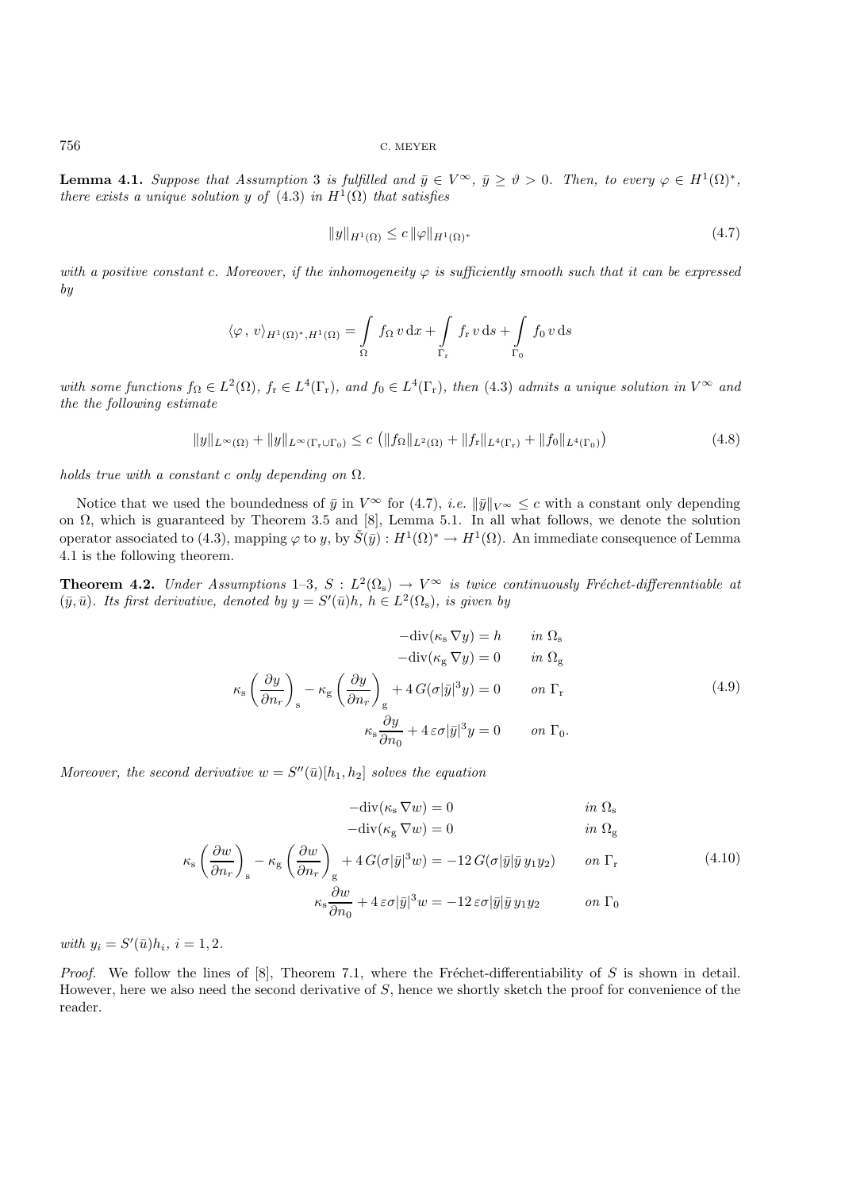**Lemma 4.1.** *Suppose that Assumption 3 is fulfilled and $\bar{y} \in V^\infty$, $\bar{y} \geq \vartheta > 0$. Then, to every $\varphi \in H^1(\Omega)^*$, there exists a unique solution $y$ of (4.3) in $H^1(\Omega)$ that satisfies*

$$\|y\|_{H^1(\Omega)} \leq c\, \|\varphi\|_{H^1(\Omega)^*} \tag{4.7}$$

*with a positive constant $c$. Moreover, if the inhomogeneity $\varphi$ is sufficiently smooth such that it can be expressed by*

$$\langle \varphi\,,\, v\rangle_{H^1(\Omega)^*, H^1(\Omega)} = \int_\Omega f_\Omega\, v \,\mathrm{d}x + \int_{\Gamma_\mathrm{r}} f_\mathrm{r}\, v \,\mathrm{d}s + \int_{\Gamma_0} f_0\, v \,\mathrm{d}s$$

*with some functions $f_\Omega \in L^2(\Omega)$, $f_\mathrm{r} \in L^4(\Gamma_\mathrm{r})$, and $f_0 \in L^4(\Gamma_\mathrm{r})$, then (4.3) admits a unique solution in $V^\infty$ and the the following estimate*

$$\|y\|_{L^\infty(\Omega)} + \|y\|_{L^\infty(\Gamma_\mathrm{r} \cup \Gamma_0)} \leq c\,\big(\|f_\Omega\|_{L^2(\Omega)} + \|f_\mathrm{r}\|_{L^4(\Gamma_\mathrm{r})} + \|f_0\|_{L^4(\Gamma_0)}\big) \tag{4.8}$$

*holds true with a constant $c$ only depending on $\Omega$.*

Notice that we used the boundedness of $\bar{y}$ in $V^\infty$ for (4.7), *i.e.* $\|\bar{y}\|_{V^\infty} \leq c$ with a constant only depending on $\Omega$, which is guaranteed by Theorem 3.5 and [8], Lemma 5.1. In all what follows, we denote the solution operator associated to (4.3), mapping $\varphi$ to $y$, by $\tilde{S}(\bar{y}) : H^1(\Omega)^* \to H^1(\Omega)$. An immediate consequence of Lemma 4.1 is the following theorem.

**Theorem 4.2.** *Under Assumptions 1–3, $S : L^2(\Omega_\mathrm{s}) \to V^\infty$ is twice continuously Fréchet-differenntiable at $(\bar{y}, \bar{u})$. Its first derivative, denoted by $y = S'(\bar{u})h$, $h \in L^2(\Omega_\mathrm{s})$, is given by*

$$\begin{aligned}
-\mathrm{div}(\kappa_\mathrm{s}\, \nabla y) &= h && \text{in } \Omega_\mathrm{s}\\
-\mathrm{div}(\kappa_\mathrm{g}\, \nabla y) &= 0 && \text{in } \Omega_\mathrm{g}\\
\kappa_\mathrm{s}\left(\frac{\partial y}{\partial n_r}\right)_\mathrm{s} - \kappa_\mathrm{g}\left(\frac{\partial y}{\partial n_r}\right)_\mathrm{g} + 4\, G(\sigma|\bar{y}|^3 y) &= 0 && \text{on } \Gamma_\mathrm{r}\\
\kappa_\mathrm{s}\frac{\partial y}{\partial n_0} + 4\,\varepsilon\sigma|\bar{y}|^3 y &= 0 && \text{on } \Gamma_0.
\end{aligned} \tag{4.9}$$

*Moreover, the second derivative $w = S''(\bar{u})[h_1, h_2]$ solves the equation*

$$\begin{aligned}
-\mathrm{div}(\kappa_\mathrm{s}\, \nabla w) &= 0 && \text{in } \Omega_\mathrm{s}\\
-\mathrm{div}(\kappa_\mathrm{g}\, \nabla w) &= 0 && \text{in } \Omega_\mathrm{g}\\
\kappa_\mathrm{s}\left(\frac{\partial w}{\partial n_r}\right)_\mathrm{s} - \kappa_\mathrm{g}\left(\frac{\partial w}{\partial n_r}\right)_\mathrm{g} + 4\, G(\sigma|\bar{y}|^3 w) &= -12\, G(\sigma|\bar{y}|\bar{y}\, y_1 y_2) && \text{on } \Gamma_\mathrm{r}\\
\kappa_\mathrm{s}\frac{\partial w}{\partial n_0} + 4\,\varepsilon\sigma|\bar{y}|^3 w &= -12\,\varepsilon\sigma|\bar{y}|\bar{y}\, y_1 y_2 && \text{on } \Gamma_0
\end{aligned} \tag{4.10}$$

*with $y_i = S'(\bar{u})h_i$, $i = 1, 2$.*

*Proof.* We follow the lines of [8], Theorem 7.1, where the Fréchet-differentiability of $S$ is shown in detail. However, here we also need the second derivative of $S$, hence we shortly sketch the proof for convenience of the reader.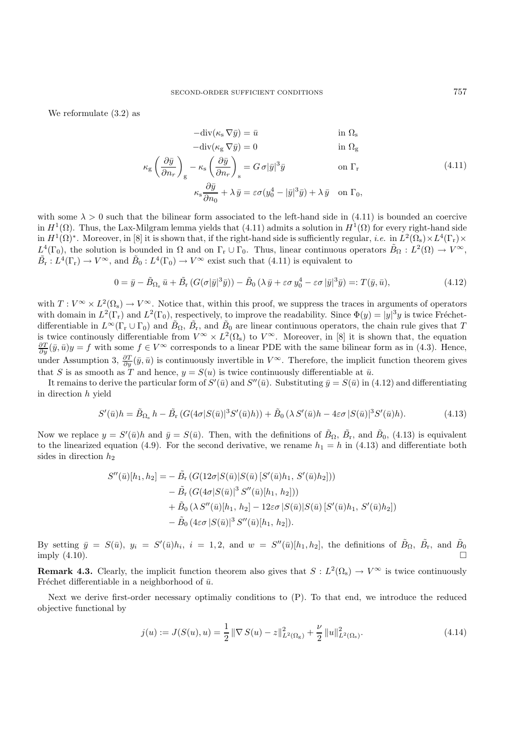We reformulate (3.2) as

$$
\begin{aligned}
-\mathrm{div}(\kappa_{\mathrm{s}} \nabla \bar{y}) &= \bar{u} && \text{in } \Omega_{\mathrm{s}} \\
-\mathrm{div}(\kappa_{\mathrm{g}} \nabla \bar{y}) &= 0 && \text{in } \Omega_{\mathrm{g}} \\
\kappa_{\mathrm{g}} \left(\frac{\partial \bar{y}}{\partial n_r}\right)_{\mathrm{g}} - \kappa_{\mathrm{s}} \left(\frac{\partial \bar{y}}{\partial n_r}\right)_{\mathrm{s}} &= G\,\sigma |\bar{y}|^3 \bar{y} && \text{on } \Gamma_{\mathrm{r}} \\
\kappa_{\mathrm{s}} \frac{\partial \bar{y}}{\partial n_0} + \lambda\, \bar{y} &= \varepsilon\sigma(y_0^4 - |\bar{y}|^3 \bar{y}) + \lambda\, \bar{y} && \text{on } \Gamma_0,
\end{aligned}
\tag{4.11}
$$

with some $\lambda > 0$ such that the bilinear form associated to the left-hand side in (4.11) is bounded an coercive in $H^1(\Omega)$. Thus, the Lax-Milgram lemma yields that (4.11) admits a solution in $H^1(\Omega)$ for every right-hand side in $H^1(\Omega)^*$. Moreover, in [8] it is shown that, if the right-hand side is sufficiently regular, *i.e.* in $L^2(\Omega_{\mathrm{s}}) \times L^4(\Gamma_{\mathrm{r}}) \times L^4(\Gamma_0)$, the solution is bounded in $\Omega$ and on $\Gamma_{\mathrm{r}} \cup \Gamma_0$. Thus, linear continuous operators $\tilde{B}_\Omega : L^2(\Omega) \to V^\infty$, $\tilde{B}_{\mathrm{r}} : L^4(\Gamma_{\mathrm{r}}) \to V^\infty$, and $\tilde{B}_0 : L^4(\Gamma_0) \to V^\infty$ exist such that (4.11) is equivalent to

$$
0 = \bar{y} - \tilde{B}_{\Omega_{\mathrm{s}}}\, \bar{u} + \tilde{B}_{\mathrm{r}} \left(G(\sigma |\bar{y}|^3 \bar{y})\right) - \tilde{B}_0 \left(\lambda\, \bar{y} + \varepsilon\sigma\, y_0^4 - \varepsilon\sigma\, |\bar{y}|^3 \bar{y}\right) =: T(\bar{y}, \bar{u}),
\tag{4.12}
$$

with $T : V^\infty \times L^2(\Omega_{\mathrm{s}}) \to V^\infty$. Notice that, within this proof, we suppress the traces in arguments of operators with domain in $L^2(\Gamma_{\mathrm{r}})$ and $L^2(\Gamma_0)$, respectively, to improve the readability. Since $\Phi(y) = |y|^3 y$ is twice Fréchet-differentiable in $L^\infty(\Gamma_{\mathrm{r}} \cup \Gamma_0)$ and $\tilde{B}_\Omega$, $\tilde{B}_{\mathrm{r}}$, and $\tilde{B}_0$ are linear continuous operators, the chain rule gives that $T$ is twice continously differentiable from $V^\infty \times L^2(\Omega_{\mathrm{s}})$ to $V^\infty$. Moreover, in [8] it is shown that, the equation $\frac{\partial T}{\partial y}(\bar{y}, \bar{u}) y = f$ with some $f \in V^\infty$ corresponds to a linear PDE with the same bilinear form as in (4.3). Hence, under Assumption 3, $\frac{\partial T}{\partial y}(\bar{y}, \bar{u})$ is continuously invertible in $V^\infty$. Therefore, the implicit function theorem gives that $S$ is as smooth as $T$ and hence, $y = S(u)$ is twice continuously differentiable at $\bar{u}$.

It remains to derive the particular form of $S'(\bar{u})$ and $S''(\bar{u})$. Substituting $\bar{y} = S(\bar{u})$ in (4.12) and differentiating in direction $h$ yield

$$
S'(\bar{u})h = \tilde{B}_{\Omega_{\mathrm{s}}}\, h - \tilde{B}_{\mathrm{r}} \left(G(4\sigma |S(\bar{u})|^3 S'(\bar{u})h)\right) + \tilde{B}_0 \left(\lambda\, S'(\bar{u})h - 4\varepsilon\sigma\, |S(\bar{u})|^3 S'(\bar{u})h\right).
\tag{4.13}
$$

Now we replace $y = S'(\bar{u})h$ and $\bar{y} = S(\bar{u})$. Then, with the definitions of $\tilde{B}_\Omega$, $\tilde{B}_{\mathrm{r}}$, and $\tilde{B}_0$, (4.13) is equivalent to the linearized equation (4.9). For the second derivative, we rename $h_1 = h$ in (4.13) and differentiate both sides in direction $h_2$

$$
\begin{aligned}
S''(\bar{u})[h_1, h_2] = &- \tilde{B}_{\mathrm{r}} \left(G(12\sigma |S(\bar{u})| S(\bar{u}) \left[S'(\bar{u})h_1,\, S'(\bar{u})h_2\right])\right) \\
&- \tilde{B}_{\mathrm{r}} \left(G(4\sigma |S(\bar{u})|^3\, S''(\bar{u})[h_1,\, h_2])\right) \\
&+ \tilde{B}_0 \left(\lambda\, S''(\bar{u})[h_1,\, h_2] - 12\varepsilon\sigma\, |S(\bar{u})| S(\bar{u}) \left[S'(\bar{u})h_1,\, S'(\bar{u})h_2\right]\right) \\
&- \tilde{B}_0 \left(4\varepsilon\sigma\, |S(\bar{u})|^3\, S''(\bar{u})[h_1,\, h_2]\right).
\end{aligned}
$$

By setting $\bar{y} = S(\bar{u})$, $y_i = S'(\bar{u})h_i$, $i = 1, 2$, and $w = S''(\bar{u})[h_1, h_2]$, the definitions of $\tilde{B}_\Omega$, $\tilde{B}_{\mathrm{r}}$, and $\tilde{B}_0$ imply (4.10). $\square$

**Remark 4.3.** Clearly, the implicit function theorem also gives that $S : L^2(\Omega_{\mathrm{s}}) \to V^\infty$ is twice continuously Fréchet differentiable in a neighborhood of $\bar{u}$.

Next we derive first-order necessary optimaliy conditions to (P). To that end, we introduce the reduced objective functional by

$$
j(u) := J(S(u), u) = \frac{1}{2}\, \|\nabla\, S(u) - z\|^2_{L^2(\Omega_{\mathrm{g}})} + \frac{\nu}{2}\, \|u\|^2_{L^2(\Omega_{\mathrm{s}})}.
\tag{4.14}
$$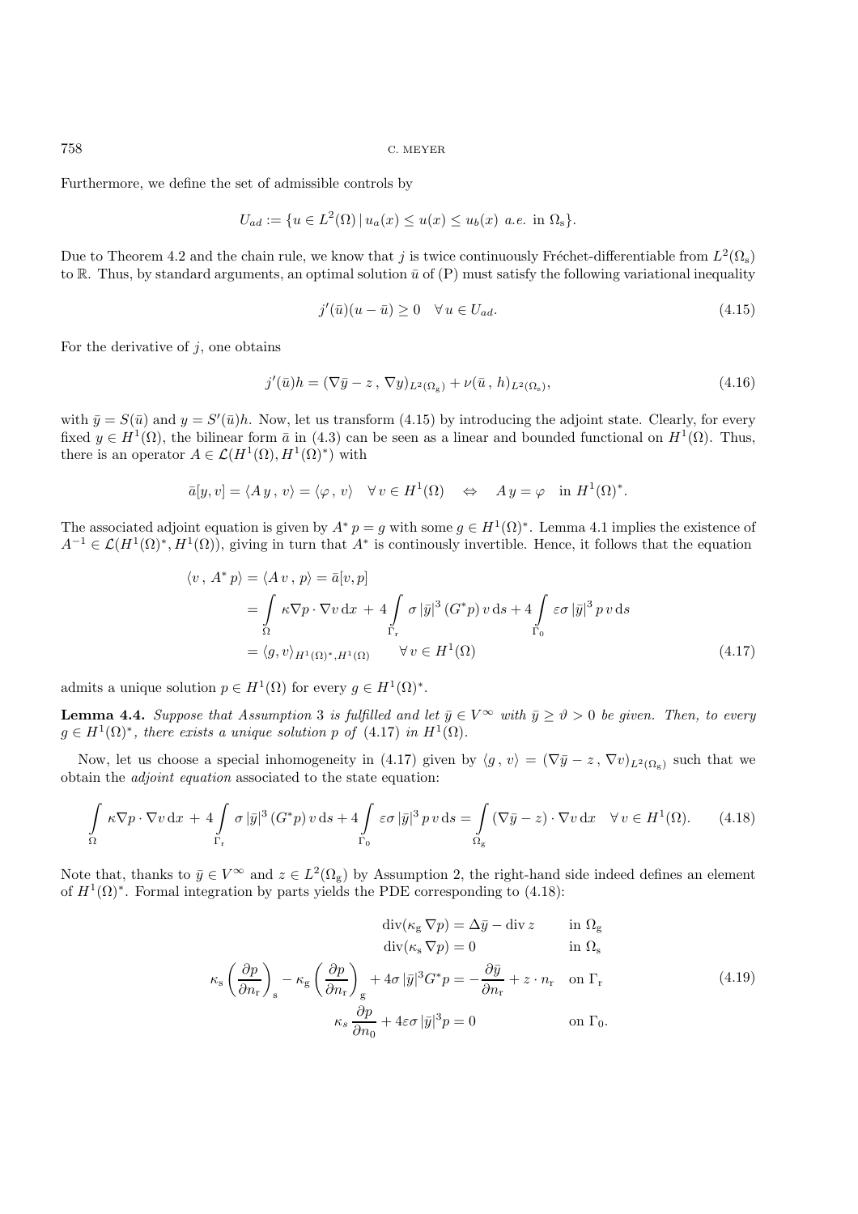Furthermore, we define the set of admissible controls by

$$U_{ad} := \{u \in L^2(\Omega) \,|\, u_a(x) \le u(x) \le u_b(x) \;\; a.e. \text{ in } \Omega_{\rm s}\}.$$

Due to Theorem 4.2 and the chain rule, we know that $j$ is twice continuously Fréchet-differentiable from $L^2(\Omega_{\rm s})$ to $\mathbb{R}$. Thus, by standard arguments, an optimal solution $\bar u$ of (P) must satisfy the following variational inequality

$$j'(\bar u)(u - \bar u) \ge 0 \quad \forall\, u \in U_{ad}. \tag{4.15}$$

For the derivative of $j$, one obtains

$$j'(\bar u)h = (\nabla \bar y - z \,,\, \nabla y)_{L^2(\Omega_{\rm g})} + \nu(\bar u \,,\, h)_{L^2(\Omega_{\rm s})}, \tag{4.16}$$

with $\bar y = S(\bar u)$ and $y = S'(\bar u)h$. Now, let us transform (4.15) by introducing the adjoint state. Clearly, for every fixed $y \in H^1(\Omega)$, the bilinear form $\bar a$ in (4.3) can be seen as a linear and bounded functional on $H^1(\Omega)$. Thus, there is an operator $A \in \mathcal{L}(H^1(\Omega), H^1(\Omega)^*)$ with

$$\bar a[y, v] = \langle A\, y \,,\, v\rangle = \langle \varphi \,,\, v\rangle \quad \forall\, v \in H^1(\Omega) \quad \Leftrightarrow \quad A\, y = \varphi \quad \text{in } H^1(\Omega)^*.$$

The associated adjoint equation is given by $A^*\, p = g$ with some $g \in H^1(\Omega)^*$. Lemma 4.1 implies the existence of $A^{-1} \in \mathcal{L}(H^1(\Omega)^*, H^1(\Omega))$, giving in turn that $A^*$ is continously invertible. Hence, it follows that the equation

$$\begin{aligned}
\langle v \,,\, A^*\, p\rangle = \langle A\, v \,,\, p\rangle &= \bar a[v, p] \\
&= \int\limits_{\Omega} \kappa \nabla p \cdot \nabla v \,\mathrm{d}x \;+\; 4\int\limits_{\Gamma_{\rm r}} \sigma\, |\bar y|^3\, (G^* p)\, v \,\mathrm{d}s + 4\int\limits_{\Gamma_0} \varepsilon\sigma\, |\bar y|^3\, p\, v \,\mathrm{d}s \\
&= \langle g, v\rangle_{H^1(\Omega)^*, H^1(\Omega)} \qquad \forall\, v \in H^1(\Omega)
\end{aligned} \tag{4.17}$$

admits a unique solution $p \in H^1(\Omega)$ for every $g \in H^1(\Omega)^*$.

**Lemma 4.4.** *Suppose that Assumption 3 is fulfilled and let $\bar y \in V^\infty$ with $\bar y \ge \vartheta > 0$ be given. Then, to every $g \in H^1(\Omega)^*$, there exists a unique solution $p$ of (4.17) in $H^1(\Omega)$.*

Now, let us choose a special inhomogeneity in (4.17) given by $\langle g \,,\, v\rangle = (\nabla \bar y - z \,,\, \nabla v)_{L^2(\Omega_{\rm g})}$ such that we obtain the *adjoint equation* associated to the state equation:

$$\int\limits_{\Omega} \kappa \nabla p \cdot \nabla v \,\mathrm{d}x \;+\; 4\int\limits_{\Gamma_{\rm r}} \sigma\, |\bar y|^3\, (G^* p)\, v \,\mathrm{d}s + 4\int\limits_{\Gamma_0} \varepsilon\sigma\, |\bar y|^3\, p\, v \,\mathrm{d}s = \int\limits_{\Omega_{\rm g}} (\nabla \bar y - z) \cdot \nabla v \,\mathrm{d}x \quad \forall\, v \in H^1(\Omega). \tag{4.18}$$

Note that, thanks to $\bar y \in V^\infty$ and $z \in L^2(\Omega_{\rm g})$ by Assumption 2, the right-hand side indeed defines an element of $H^1(\Omega)^*$. Formal integration by parts yields the PDE corresponding to (4.18):

$$\begin{aligned}
\operatorname{div}(\kappa_{\rm g}\, \nabla p) &= \Delta \bar y - \operatorname{div} z && \text{in } \Omega_{\rm g} \\
\operatorname{div}(\kappa_{\rm s}\, \nabla p) &= 0 && \text{in } \Omega_{\rm s} \\
\kappa_{\rm s} \left(\frac{\partial p}{\partial n_{\rm r}}\right)_{\rm s} - \kappa_{\rm g} \left(\frac{\partial p}{\partial n_{\rm r}}\right)_{\rm g} + 4\sigma\, |\bar y|^3 G^* p &= -\frac{\partial \bar y}{\partial n_{\rm r}} + z \cdot n_{\rm r} && \text{on } \Gamma_{\rm r} \\
\kappa_s\, \frac{\partial p}{\partial n_0} + 4\varepsilon\sigma\, |\bar y|^3 p &= 0 && \text{on } \Gamma_0.
\end{aligned} \tag{4.19}$$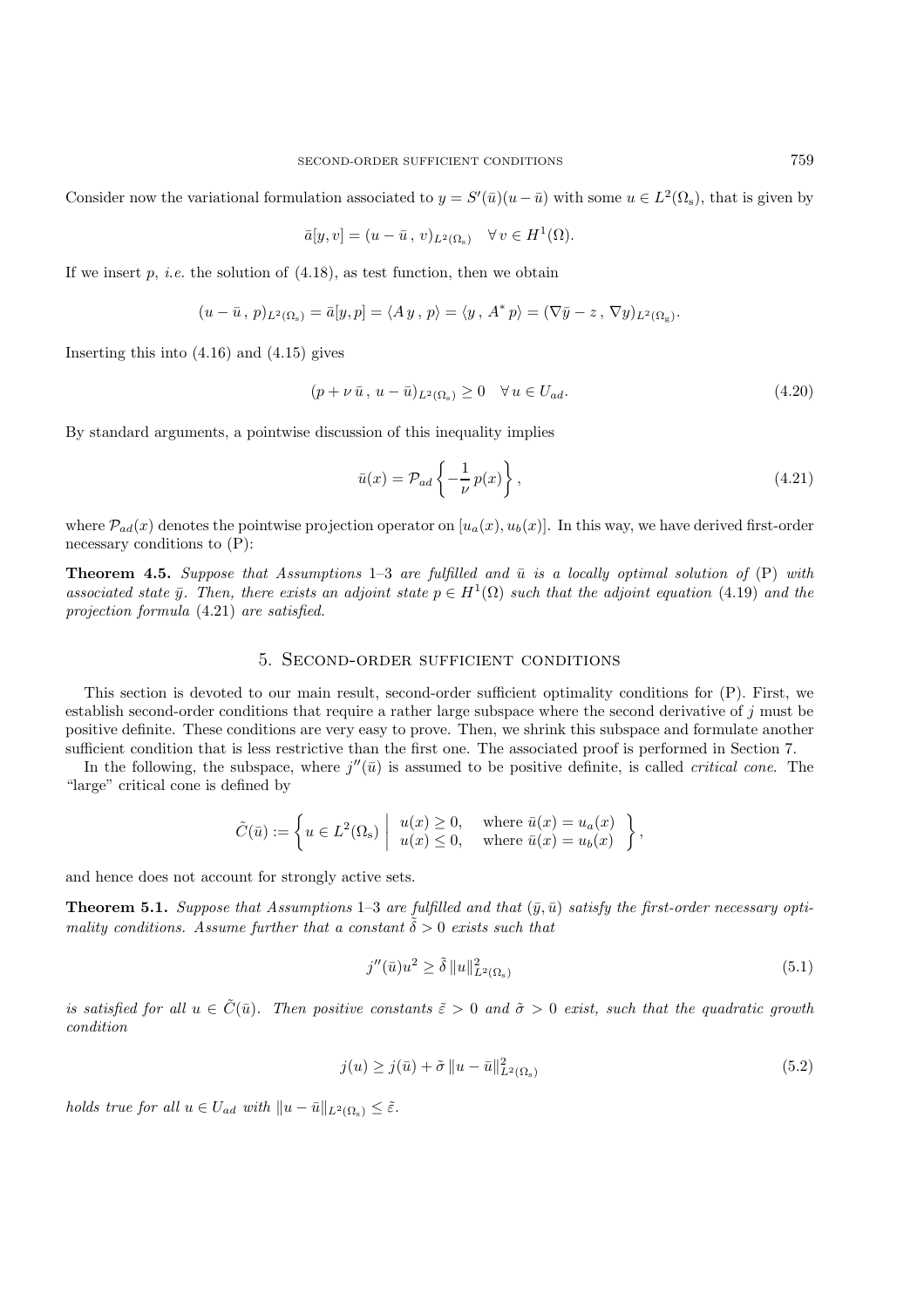Consider now the variational formulation associated to $y = S'(\bar{u})(u - \bar{u})$ with some $u \in L^2(\Omega_s)$, that is given by

$$\bar{a}[y, v] = (u - \bar{u}\,,\, v)_{L^2(\Omega_s)} \quad \forall\, v \in H^1(\Omega).$$

If we insert $p$, *i.e.* the solution of (4.18), as test function, then we obtain

$$(u - \bar{u}\,,\, p)_{L^2(\Omega_s)} = \bar{a}[y, p] = \langle A\, y\,,\, p\rangle = \langle y\,,\, A^*\, p\rangle = (\nabla \bar{y} - z\,,\, \nabla y)_{L^2(\Omega_g)}.$$

Inserting this into (4.16) and (4.15) gives

$$(p + \nu\, \bar{u}\,,\, u - \bar{u})_{L^2(\Omega_s)} \geq 0 \quad \forall\, u \in U_{ad}. \tag{4.20}$$

By standard arguments, a pointwise discussion of this inequality implies

$$\bar{u}(x) = \mathcal{P}_{ad}\left\{ -\frac{1}{\nu}\, p(x) \right\}, \tag{4.21}$$

where $\mathcal{P}_{ad}(x)$ denotes the pointwise projection operator on $[u_a(x), u_b(x)]$. In this way, we have derived first-order necessary conditions to (P):

**Theorem 4.5.** *Suppose that Assumptions 1–3 are fulfilled and $\bar{u}$ is a locally optimal solution of* (P) *with associated state $\bar{y}$. Then, there exists an adjoint state $p \in H^1(\Omega)$ such that the adjoint equation* (4.19) *and the projection formula* (4.21) *are satisfied.*

## 5. Second-order sufficient conditions

This section is devoted to our main result, second-order sufficient optimality conditions for (P). First, we establish second-order conditions that require a rather large subspace where the second derivative of $j$ must be positive definite. These conditions are very easy to prove. Then, we shrink this subspace and formulate another sufficient condition that is less restrictive than the first one. The associated proof is performed in Section 7.

In the following, the subspace, where $j''(\bar{u})$ is assumed to be positive definite, is called *critical cone*. The "large" critical cone is defined by

$$\tilde{C}(\bar{u}) := \left\{ u \in L^2(\Omega_s) \;\middle|\; \begin{array}{ll} u(x) \geq 0, & \text{where } \bar{u}(x) = u_a(x) \\ u(x) \leq 0, & \text{where } \bar{u}(x) = u_b(x) \end{array} \right\},$$

and hence does not account for strongly active sets.

**Theorem 5.1.** *Suppose that Assumptions 1–3 are fulfilled and that $(\bar{y}, \bar{u})$ satisfy the first-order necessary optimality conditions. Assume further that a constant $\tilde{\delta} > 0$ exists such that*

$$j''(\bar{u})u^2 \geq \tilde{\delta}\, \|u\|^2_{L^2(\Omega_s)} \tag{5.1}$$

*is satisfied for all $u \in \tilde{C}(\bar{u})$. Then positive constants $\tilde{\varepsilon} > 0$ and $\tilde{\sigma} > 0$ exist, such that the quadratic growth condition*

$$j(u) \geq j(\bar{u}) + \tilde{\sigma}\, \|u - \bar{u}\|^2_{L^2(\Omega_s)} \tag{5.2}$$

*holds true for all $u \in U_{ad}$ with $\|u - \bar{u}\|_{L^2(\Omega_s)} \leq \tilde{\varepsilon}$.*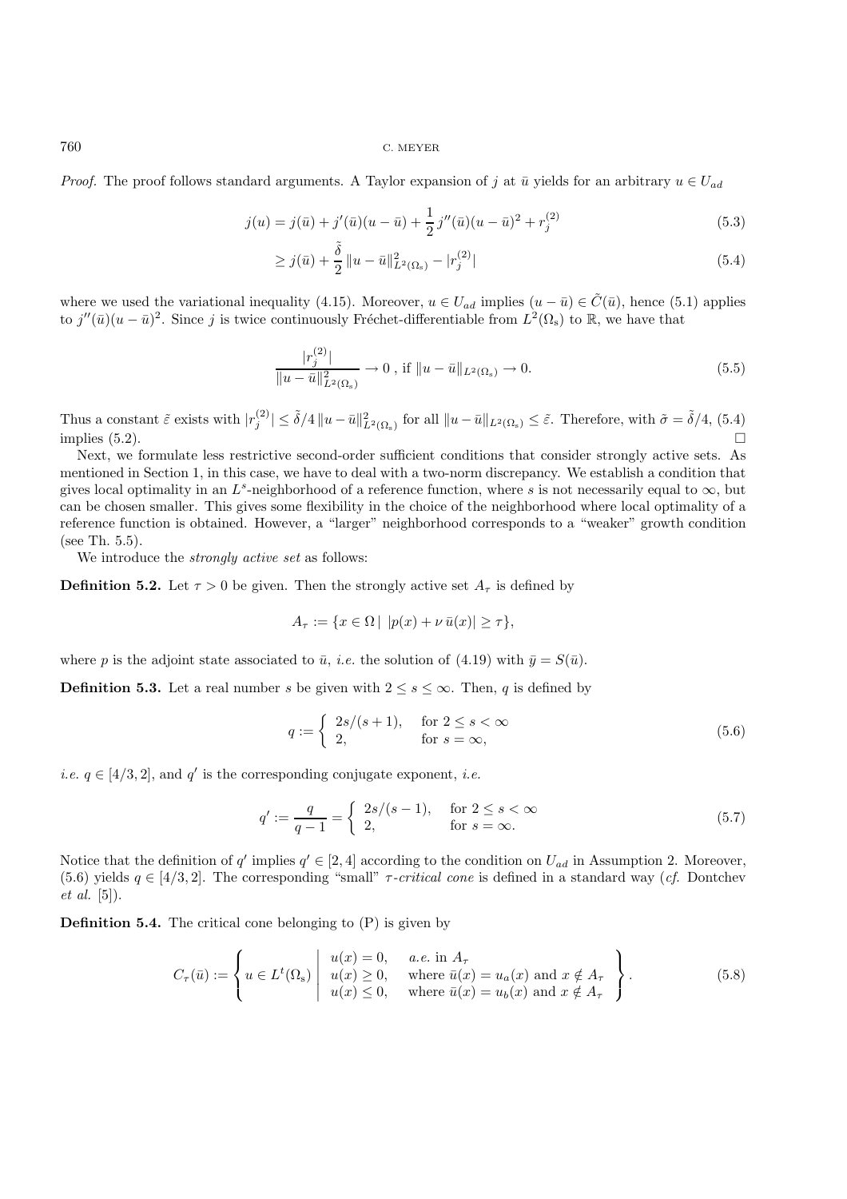*Proof.* The proof follows standard arguments. A Taylor expansion of $j$ at $\bar{u}$ yields for an arbitrary $u \in U_{ad}$

$$
\begin{aligned}
j(u) &= j(\bar{u}) + j'(\bar{u})(u - \bar{u}) + \frac{1}{2}\, j''(\bar{u})(u - \bar{u})^2 + r_j^{(2)} &(5.3)\\
&\geq j(\bar{u}) + \frac{\tilde{\delta}}{2}\, \|u - \bar{u}\|^2_{L^2(\Omega_s)} - |r_j^{(2)}| &(5.4)
\end{aligned}
$$

where we used the variational inequality (4.15). Moreover, $u \in U_{ad}$ implies $(u - \bar{u}) \in \tilde{C}(\bar{u})$, hence (5.1) applies to $j''(\bar{u})(u - \bar{u})^2$. Since $j$ is twice continuously Fréchet-differentiable from $L^2(\Omega_s)$ to $\mathbb{R}$, we have that

$$
\frac{|r_j^{(2)}|}{\|u - \bar{u}\|^2_{L^2(\Omega_s)}} \to 0\ , \text{ if } \|u - \bar{u}\|_{L^2(\Omega_s)} \to 0. \tag{5.5}
$$

Thus a constant $\tilde{\varepsilon}$ exists with $|r_j^{(2)}| \leq \tilde{\delta}/4\, \|u - \bar{u}\|^2_{L^2(\Omega_s)}$ for all $\|u - \bar{u}\|_{L^2(\Omega_s)} \leq \tilde{\varepsilon}$. Therefore, with $\tilde{\sigma} = \tilde{\delta}/4$, (5.4) implies (5.2). $\square$

Next, we formulate less restrictive second-order sufficient conditions that consider strongly active sets. As mentioned in Section 1, in this case, we have to deal with a two-norm discrepancy. We establish a condition that gives local optimality in an $L^s$-neighborhood of a reference function, where $s$ is not necessarily equal to $\infty$, but can be chosen smaller. This gives some flexibility in the choice of the neighborhood where local optimality of a reference function is obtained. However, a "larger" neighborhood corresponds to a "weaker" growth condition (see Th. 5.5).

We introduce the *strongly active set* as follows:

**Definition 5.2.** Let $\tau > 0$ be given. Then the strongly active set $A_\tau$ is defined by

$$
A_\tau := \{x \in \Omega \,|\, |p(x) + \nu\, \bar{u}(x)| \geq \tau\},
$$

where $p$ is the adjoint state associated to $\bar{u}$, *i.e.* the solution of (4.19) with $\bar{y} = S(\bar{u})$.

**Definition 5.3.** Let a real number $s$ be given with $2 \leq s \leq \infty$. Then, $q$ is defined by

$$
q := \begin{cases} 2s/(s+1), & \text{for } 2 \leq s < \infty \\ 2, & \text{for } s = \infty, \end{cases} \tag{5.6}
$$

*i.e.* $q \in [4/3, 2]$, and $q'$ is the corresponding conjugate exponent, *i.e.*

$$
q' := \frac{q}{q-1} = \begin{cases} 2s/(s-1), & \text{for } 2 \leq s < \infty \\ 2, & \text{for } s = \infty. \end{cases} \tag{5.7}
$$

Notice that the definition of $q'$ implies $q' \in [2, 4]$ according to the condition on $U_{ad}$ in Assumption 2. Moreover, (5.6) yields $q \in [4/3, 2]$. The corresponding "small" $\tau$*-critical cone* is defined in a standard way (*cf.* Dontchev *et al.* [5]).

**Definition 5.4.** The critical cone belonging to (P) is given by

$$
C_\tau(\bar{u}) := \left\{ u \in L^t(\Omega_s) \;\middle|\; \begin{array}{ll} u(x) = 0, & \text{a.e. in } A_\tau \\ u(x) \geq 0, & \text{where } \bar{u}(x) = u_a(x) \text{ and } x \notin A_\tau \\ u(x) \leq 0, & \text{where } \bar{u}(x) = u_b(x) \text{ and } x \notin A_\tau \end{array} \right\}. \tag{5.8}
$$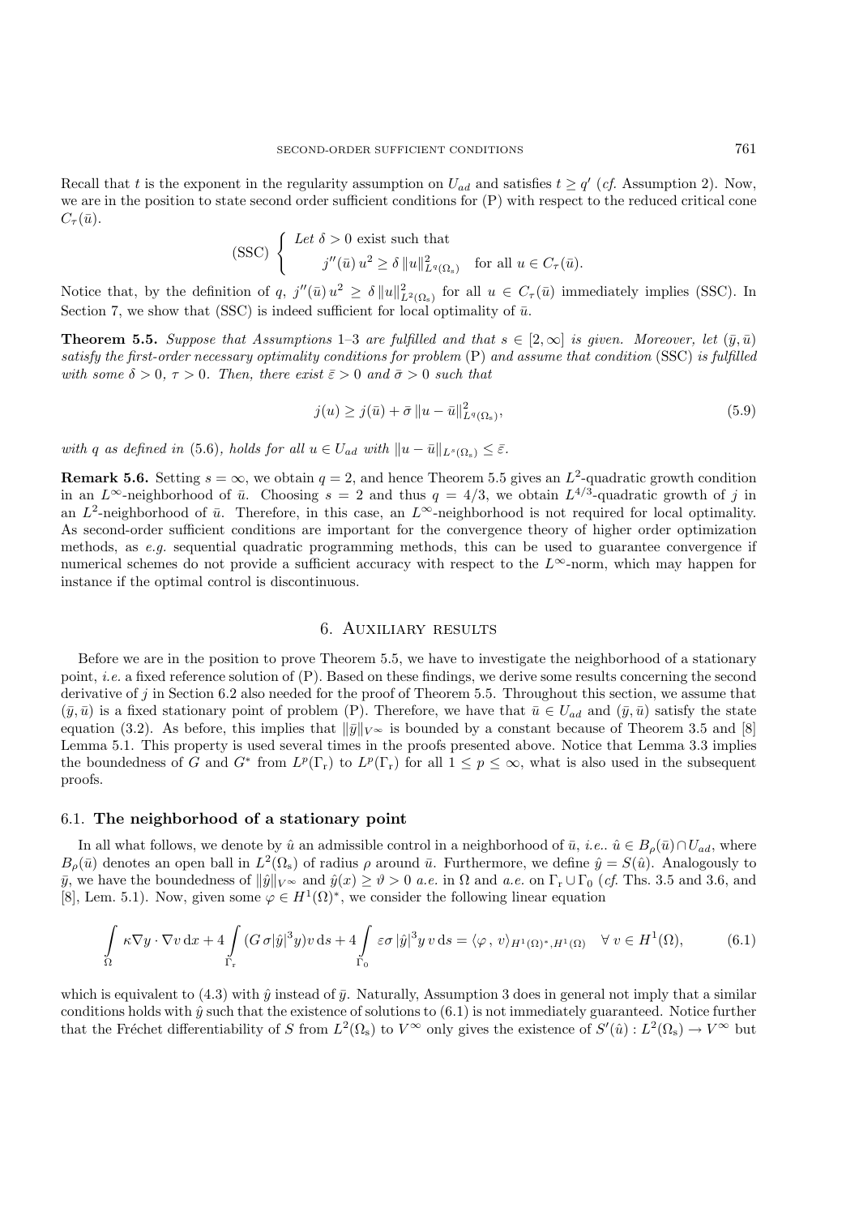Recall that $t$ is the exponent in the regularity assumption on $U_{ad}$ and satisfies $t \geq q'$ (*cf.* Assumption 2). Now, we are in the position to state second order sufficient conditions for (P) with respect to the reduced critical cone $C_\tau(\bar{u})$.

$$
\text{(SSC)} \left\{ \begin{array}{l} \textit{Let } \delta > 0 \textit{ exist such that} \\ \qquad j''(\bar{u})\, u^2 \geq \delta\, \|u\|^2_{L^q(\Omega_s)} \quad \text{for all } u \in C_\tau(\bar{u}). \end{array} \right.
$$

Notice that, by the definition of $q$, $j''(\bar{u})\, u^2 \geq \delta\, \|u\|^2_{L^2(\Omega_s)}$ for all $u \in C_\tau(\bar{u})$ immediately implies (SSC). In Section 7, we show that (SSC) is indeed sufficient for local optimality of $\bar{u}$.

**Theorem 5.5.** *Suppose that Assumptions 1–3 are fulfilled and that $s \in [2, \infty]$ is given. Moreover, let $(\bar{y}, \bar{u})$ satisfy the first-order necessary optimality conditions for problem* (P) *and assume that condition* (SSC) *is fulfilled with some $\delta > 0$, $\tau > 0$. Then, there exist $\bar{\varepsilon} > 0$ and $\bar{\sigma} > 0$ such that*

$$
j(u) \geq j(\bar{u}) + \bar{\sigma}\, \|u - \bar{u}\|^2_{L^q(\Omega_s)}, \tag{5.9}
$$

*with $q$ as defined in* (5.6), *holds for all $u \in U_{ad}$ with $\|u - \bar{u}\|_{L^s(\Omega_s)} \leq \bar{\varepsilon}$.*

**Remark 5.6.** Setting $s = \infty$, we obtain $q = 2$, and hence Theorem 5.5 gives an $L^2$-quadratic growth condition in an $L^\infty$-neighborhood of $\bar{u}$. Choosing $s = 2$ and thus $q = 4/3$, we obtain $L^{4/3}$-quadratic growth of $j$ in an $L^2$-neighborhood of $\bar{u}$. Therefore, in this case, an $L^\infty$-neighborhood is not required for local optimality. As second-order sufficient conditions are important for the convergence theory of higher order optimization methods, as *e.g.* sequential quadratic programming methods, this can be used to guarantee convergence if numerical schemes do not provide a sufficient accuracy with respect to the $L^\infty$-norm, which may happen for instance if the optimal control is discontinuous.

## 6. Auxiliary results

Before we are in the position to prove Theorem 5.5, we have to investigate the neighborhood of a stationary point, *i.e.* a fixed reference solution of (P). Based on these findings, we derive some results concerning the second derivative of $j$ in Section 6.2 also needed for the proof of Theorem 5.5. Throughout this section, we assume that $(\bar{y}, \bar{u})$ is a fixed stationary point of problem (P). Therefore, we have that $\bar{u} \in U_{ad}$ and $(\bar{y}, \bar{u})$ satisfy the state equation (3.2). As before, this implies that $\|\bar{y}\|_{V^\infty}$ is bounded by a constant because of Theorem 3.5 and [8] Lemma 5.1. This property is used several times in the proofs presented above. Notice that Lemma 3.3 implies the boundedness of $G$ and $G^*$ from $L^p(\Gamma_r)$ to $L^p(\Gamma_r)$ for all $1 \leq p \leq \infty$, what is also used in the subsequent proofs.

### 6.1. The neighborhood of a stationary point

In all what follows, we denote by $\hat{u}$ an admissible control in a neighborhood of $\bar{u}$, *i.e.*. $\hat{u} \in B_\rho(\bar{u}) \cap U_{ad}$, where $B_\rho(\bar{u})$ denotes an open ball in $L^2(\Omega_s)$ of radius $\rho$ around $\bar{u}$. Furthermore, we define $\hat{y} = S(\hat{u})$. Analogously to $\bar{y}$, we have the boundedness of $\|\hat{y}\|_{V^\infty}$ and $\hat{y}(x) \geq \vartheta > 0$ *a.e.* in $\Omega$ and *a.e.* on $\Gamma_r \cup \Gamma_0$ (*cf.* Ths. 3.5 and 3.6, and [8], Lem. 5.1). Now, given some $\varphi \in H^1(\Omega)^*$, we consider the following linear equation

$$
\int_\Omega \kappa \nabla y \cdot \nabla v \,\mathrm{d}x + 4 \int_{\Gamma_r} (G\, \sigma |\hat{y}|^3 y) v \,\mathrm{d}s + 4 \int_{\Gamma_0} \varepsilon \sigma\, |\hat{y}|^3 y\, v \,\mathrm{d}s = \langle \varphi\,,\, v \rangle_{H^1(\Omega)^*, H^1(\Omega)} \quad \forall\, v \in H^1(\Omega), \tag{6.1}
$$

which is equivalent to (4.3) with $\hat{y}$ instead of $\bar{y}$. Naturally, Assumption 3 does in general not imply that a similar conditions holds with $\hat{y}$ such that the existence of solutions to (6.1) is not immediately guaranteed. Notice further that the Fréchet differentiability of $S$ from $L^2(\Omega_s)$ to $V^\infty$ only gives the existence of $S'(\hat{u}) : L^2(\Omega_s) \to V^\infty$ but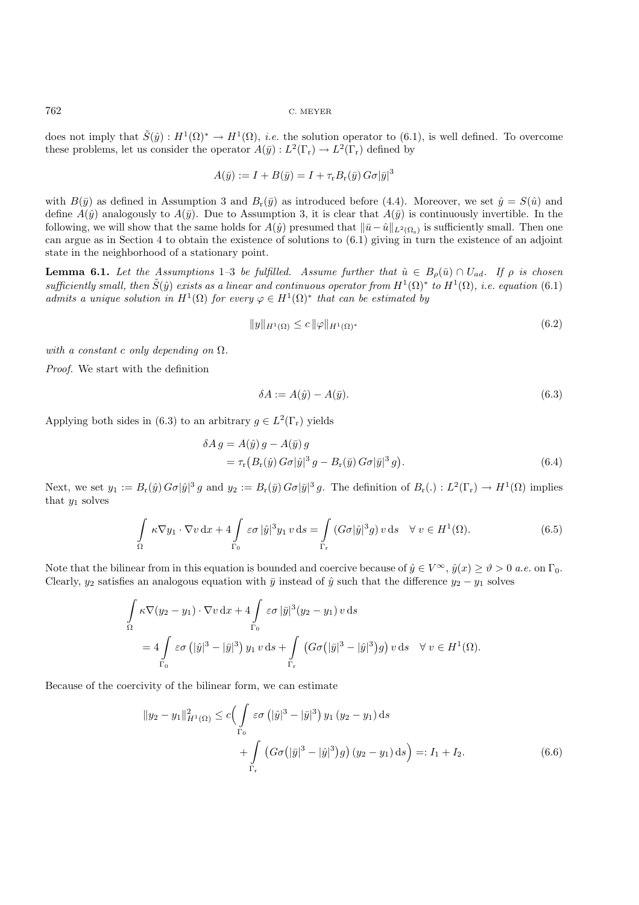does not imply that $\tilde{S}(\hat{y}) : H^1(\Omega)^* \to H^1(\Omega)$, *i.e.* the solution operator to (6.1), is well defined. To overcome these problems, let us consider the operator $A(\bar{y}) : L^2(\Gamma_r) \to L^2(\Gamma_r)$ defined by

$$A(\bar{y}) := I + B(\bar{y}) = I + \tau_r B_r(\bar{y})\, G\sigma|\bar{y}|^3$$

with $B(\bar{y})$ as defined in Assumption 3 and $B_r(\bar{y})$ as introduced before (4.4). Moreover, we set $\hat{y} = S(\hat{u})$ and define $A(\hat{y})$ analogously to $A(\bar{y})$. Due to Assumption 3, it is clear that $A(\bar{y})$ is continuously invertible. In the following, we will show that the same holds for $A(\hat{y})$ presumed that $\|\bar{u} - \hat{u}\|_{L^2(\Omega_s)}$ is sufficiently small. Then one can argue as in Section 4 to obtain the existence of solutions to (6.1) giving in turn the existence of an adjoint state in the neighborhood of a stationary point.

**Lemma 6.1.** *Let the Assumptions 1–3 be fulfilled. Assume further that $\hat{u} \in B_\rho(\bar{u}) \cap U_{ad}$. If $\rho$ is chosen sufficiently small, then $\tilde{S}(\hat{y})$ exists as a linear and continuous operator from $H^1(\Omega)^*$ to $H^1(\Omega)$, i.e. equation (6.1) admits a unique solution in $H^1(\Omega)$ for every $\varphi \in H^1(\Omega)^*$ that can be estimated by*

$$\|y\|_{H^1(\Omega)} \leq c\, \|\varphi\|_{H^1(\Omega)^*} \tag{6.2}$$

*with a constant $c$ only depending on $\Omega$.*

*Proof.* We start with the definition

$$\delta A := A(\hat{y}) - A(\bar{y}). \tag{6.3}$$

Applying both sides in (6.3) to an arbitrary $g \in L^2(\Gamma_r)$ yields

$$\begin{aligned}
\delta A\, g &= A(\hat{y})\, g - A(\bar{y})\, g \\
&= \tau_r\big(B_r(\hat{y})\, G\sigma|\hat{y}|^3\, g - B_r(\bar{y})\, G\sigma|\bar{y}|^3\, g\big).
\end{aligned} \tag{6.4}$$

Next, we set $y_1 := B_r(\hat{y})\, G\sigma|\hat{y}|^3\, g$ and $y_2 := B_r(\bar{y})\, G\sigma|\bar{y}|^3\, g$. The definition of $B_r(.) : L^2(\Gamma_r) \to H^1(\Omega)$ implies that $y_1$ solves

$$\int_\Omega \kappa \nabla y_1 \cdot \nabla v \,\mathrm{d}x + 4 \int_{\Gamma_0} \varepsilon\sigma\, |\hat{y}|^3 y_1\, v \,\mathrm{d}s = \int_{\Gamma_r} (G\sigma|\hat{y}|^3 g)\, v \,\mathrm{d}s \quad \forall\, v \in H^1(\Omega). \tag{6.5}$$

Note that the bilinear from in this equation is bounded and coercive because of $\hat{y} \in V^\infty$, $\hat{y}(x) \geq \vartheta > 0$ *a.e.* on $\Gamma_0$. Clearly, $y_2$ satisfies an analogous equation with $\bar{y}$ instead of $\hat{y}$ such that the difference $y_2 - y_1$ solves

$$\begin{aligned}
&\int_\Omega \kappa \nabla (y_2 - y_1) \cdot \nabla v \,\mathrm{d}x + 4 \int_{\Gamma_0} \varepsilon\sigma\, |\bar{y}|^3 (y_2 - y_1)\, v \,\mathrm{d}s \\
&\quad = 4 \int_{\Gamma_0} \varepsilon\sigma\, \big(|\hat{y}|^3 - |\bar{y}|^3\big)\, y_1\, v \,\mathrm{d}s + \int_{\Gamma_r} \big(G\sigma\big(|\bar{y}|^3 - |\hat{y}|^3\big) g\big)\, v \,\mathrm{d}s \quad \forall\, v \in H^1(\Omega).
\end{aligned}$$

Because of the coercivity of the bilinear form, we can estimate

$$\begin{aligned}
\|y_2 - y_1\|_{H^1(\Omega)}^2 \leq c\Big( &\int_{\Gamma_0} \varepsilon\sigma\, \big(|\hat{y}|^3 - |\bar{y}|^3\big)\, y_1\, (y_2 - y_1) \,\mathrm{d}s \\
&+ \int_{\Gamma_r} \big(G\sigma\big(|\bar{y}|^3 - |\hat{y}|^3\big) g\big)\, (y_2 - y_1) \,\mathrm{d}s\Big) =: I_1 + I_2.
\end{aligned} \tag{6.6}$$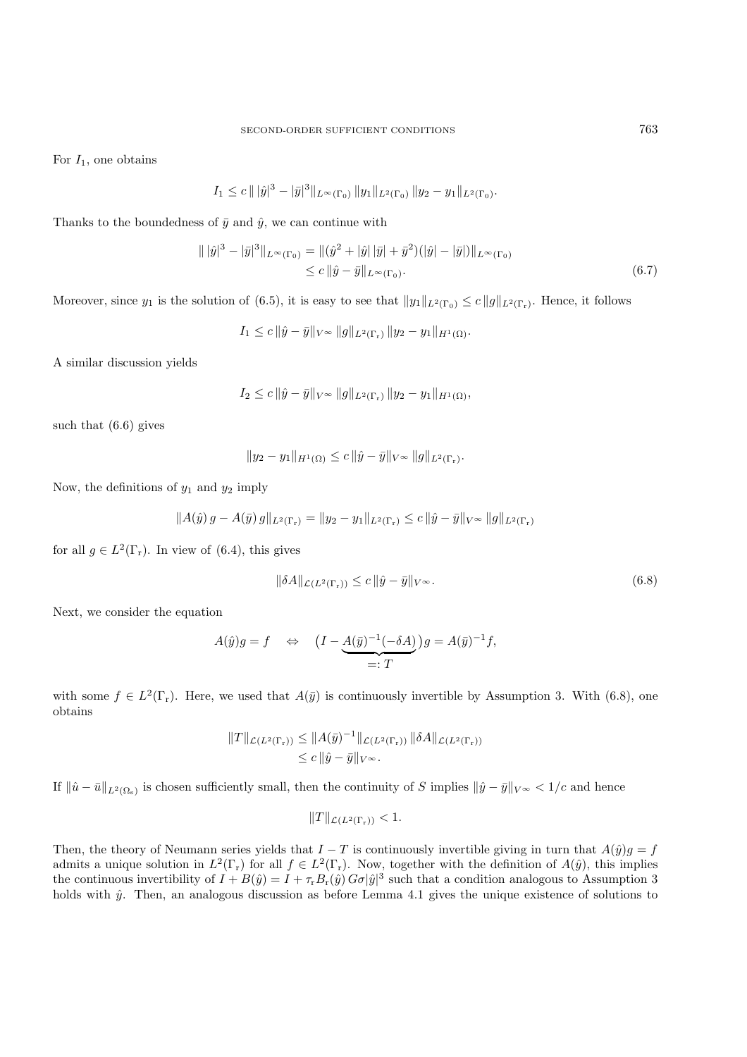For $I_1$, one obtains

$$I_1 \leq c \, \| \, |\hat{y}|^3 - |\bar{y}|^3 \|_{L^\infty(\Gamma_0)} \, \|y_1\|_{L^2(\Gamma_0)} \, \|y_2 - y_1\|_{L^2(\Gamma_0)}.$$

Thanks to the boundedness of $\bar{y}$ and $\hat{y}$, we can continue with

$$\begin{aligned} \| \, |\hat{y}|^3 - |\bar{y}|^3 \|_{L^\infty(\Gamma_0)} &= \|(\hat{y}^2 + |\hat{y}| \, |\bar{y}| + \bar{y}^2)(|\hat{y}| - |\bar{y}|)\|_{L^\infty(\Gamma_0)} \\ &\leq c \, \|\hat{y} - \bar{y}\|_{L^\infty(\Gamma_0)}. \end{aligned} \tag{6.7}$$

Moreover, since $y_1$ is the solution of (6.5), it is easy to see that $\|y_1\|_{L^2(\Gamma_0)} \leq c \, \|g\|_{L^2(\Gamma_r)}$. Hence, it follows

$$I_1 \leq c \, \|\hat{y} - \bar{y}\|_{V^\infty} \, \|g\|_{L^2(\Gamma_r)} \, \|y_2 - y_1\|_{H^1(\Omega)}.$$

A similar discussion yields

$$I_2 \leq c \, \|\hat{y} - \bar{y}\|_{V^\infty} \, \|g\|_{L^2(\Gamma_r)} \, \|y_2 - y_1\|_{H^1(\Omega)},$$

such that (6.6) gives

$$\|y_2 - y_1\|_{H^1(\Omega)} \leq c \, \|\hat{y} - \bar{y}\|_{V^\infty} \, \|g\|_{L^2(\Gamma_r)}.$$

Now, the definitions of $y_1$ and $y_2$ imply

$$\|A(\hat{y}) \, g - A(\bar{y}) \, g\|_{L^2(\Gamma_r)} = \|y_2 - y_1\|_{L^2(\Gamma_r)} \leq c \, \|\hat{y} - \bar{y}\|_{V^\infty} \, \|g\|_{L^2(\Gamma_r)}$$

for all $g \in L^2(\Gamma_r)$. In view of (6.4), this gives

$$\|\delta A\|_{\mathcal{L}(L^2(\Gamma_r))} \leq c \, \|\hat{y} - \bar{y}\|_{V^\infty}. \tag{6.8}$$

Next, we consider the equation

$$A(\hat{y}) g = f \quad \Leftrightarrow \quad \big(I - \underbrace{A(\bar{y})^{-1}(-\delta A)}_{=: \, T}\big) g = A(\bar{y})^{-1} f,$$

with some $f \in L^2(\Gamma_r)$. Here, we used that $A(\bar{y})$ is continuously invertible by Assumption 3. With (6.8), one obtains

$$\begin{aligned} \|T\|_{\mathcal{L}(L^2(\Gamma_r))} &\leq \|A(\bar{y})^{-1}\|_{\mathcal{L}(L^2(\Gamma_r))} \, \|\delta A\|_{\mathcal{L}(L^2(\Gamma_r))} \\ &\leq c \, \|\hat{y} - \bar{y}\|_{V^\infty}. \end{aligned}$$

If $\|\hat{u} - \bar{u}\|_{L^2(\Omega_s)}$ is chosen sufficiently small, then the continuity of $S$ implies $\|\hat{y} - \bar{y}\|_{V^\infty} < 1/c$ and hence

$$\|T\|_{\mathcal{L}(L^2(\Gamma_r))} < 1.$$

Then, the theory of Neumann series yields that $I - T$ is continuously invertible giving in turn that $A(\hat{y}) g = f$ admits a unique solution in $L^2(\Gamma_r)$ for all $f \in L^2(\Gamma_r)$. Now, together with the definition of $A(\hat{y})$, this implies the continuous invertibility of $I + B(\hat{y}) = I + \tau_r B_r(\hat{y}) \, G\sigma |\hat{y}|^3$ such that a condition analogous to Assumption 3 holds with $\hat{y}$. Then, an analogous discussion as before Lemma 4.1 gives the unique existence of solutions to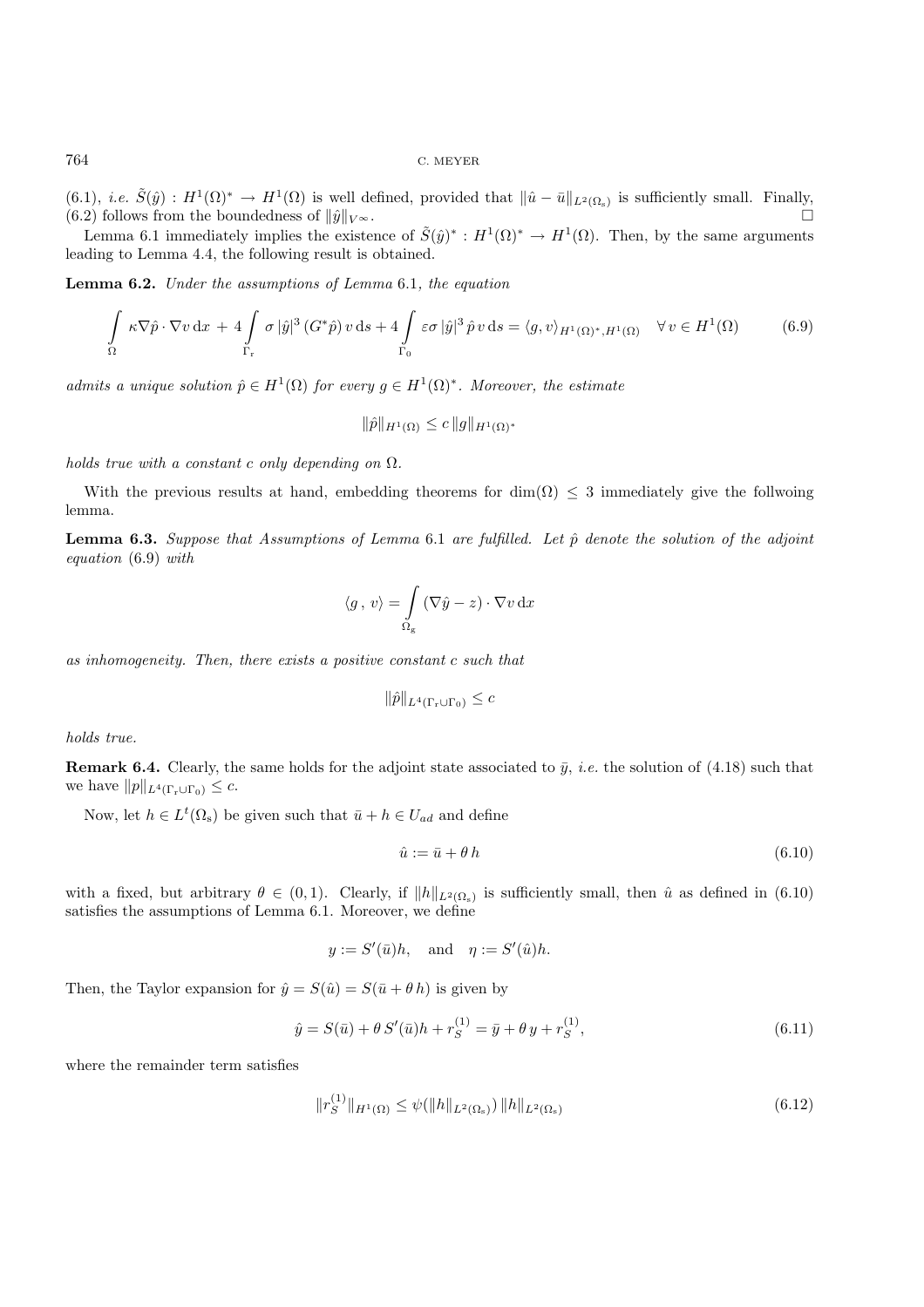(6.1), *i.e.* $\tilde{S}(\hat{y}) : H^1(\Omega)^* \to H^1(\Omega)$ is well defined, provided that $\|\hat{u} - \bar{u}\|_{L^2(\Omega_s)}$ is sufficiently small. Finally, (6.2) follows from the boundedness of $\|\hat{y}\|_{V^\infty}$. $\square$

Lemma 6.1 immediately implies the existence of $\tilde{S}(\hat{y})^* : H^1(\Omega)^* \to H^1(\Omega)$. Then, by the same arguments leading to Lemma 4.4, the following result is obtained.

**Lemma 6.2.** *Under the assumptions of Lemma* 6.1*, the equation*

$$\int_\Omega \kappa \nabla \hat{p} \cdot \nabla v \, \mathrm{d}x + 4 \int_{\Gamma_r} \sigma \, |\hat{y}|^3 \, (G^* \hat{p}) \, v \, \mathrm{d}s + 4 \int_{\Gamma_0} \varepsilon \sigma \, |\hat{y}|^3 \, \hat{p} \, v \, \mathrm{d}s = \langle g, v \rangle_{H^1(\Omega)^*, H^1(\Omega)} \quad \forall \, v \in H^1(\Omega) \tag{6.9}$$

*admits a unique solution $\hat{p} \in H^1(\Omega)$ for every $g \in H^1(\Omega)^*$. Moreover, the estimate*

$$\|\hat{p}\|_{H^1(\Omega)} \leq c \, \|g\|_{H^1(\Omega)^*}$$

*holds true with a constant $c$ only depending on $\Omega$.*

With the previous results at hand, embedding theorems for $\dim(\Omega) \leq 3$ immediately give the follwoing lemma.

**Lemma 6.3.** *Suppose that Assumptions of Lemma* 6.1 *are fulfilled. Let $\hat{p}$ denote the solution of the adjoint equation* (6.9) *with*

$$\langle g \, , \, v \rangle = \int_{\Omega_g} (\nabla \hat{y} - z) \cdot \nabla v \, \mathrm{d}x$$

*as inhomogeneity. Then, there exists a positive constant $c$ such that*

$$\|\hat{p}\|_{L^4(\Gamma_r \cup \Gamma_0)} \leq c$$

*holds true.*

**Remark 6.4.** Clearly, the same holds for the adjoint state associated to $\bar{y}$, *i.e.* the solution of (4.18) such that we have $\|p\|_{L^4(\Gamma_r \cup \Gamma_0)} \leq c$.

Now, let $h \in L^t(\Omega_s)$ be given such that $\bar{u} + h \in U_{ad}$ and define

$$\hat{u} := \bar{u} + \theta \, h \tag{6.10}$$

with a fixed, but arbitrary $\theta \in (0,1)$. Clearly, if $\|h\|_{L^2(\Omega_s)}$ is sufficiently small, then $\hat{u}$ as defined in (6.10) satisfies the assumptions of Lemma 6.1. Moreover, we define

$$y := S'(\bar{u})h, \quad \text{and} \quad \eta := S'(\hat{u})h.$$

Then, the Taylor expansion for $\hat{y} = S(\hat{u}) = S(\bar{u} + \theta \, h)$ is given by

$$\hat{y} = S(\bar{u}) + \theta \, S'(\bar{u})h + r_S^{(1)} = \bar{y} + \theta \, y + r_S^{(1)}, \tag{6.11}$$

where the remainder term satisfies

$$\|r_S^{(1)}\|_{H^1(\Omega)} \leq \psi(\|h\|_{L^2(\Omega_s)}) \, \|h\|_{L^2(\Omega_s)} \tag{6.12}$$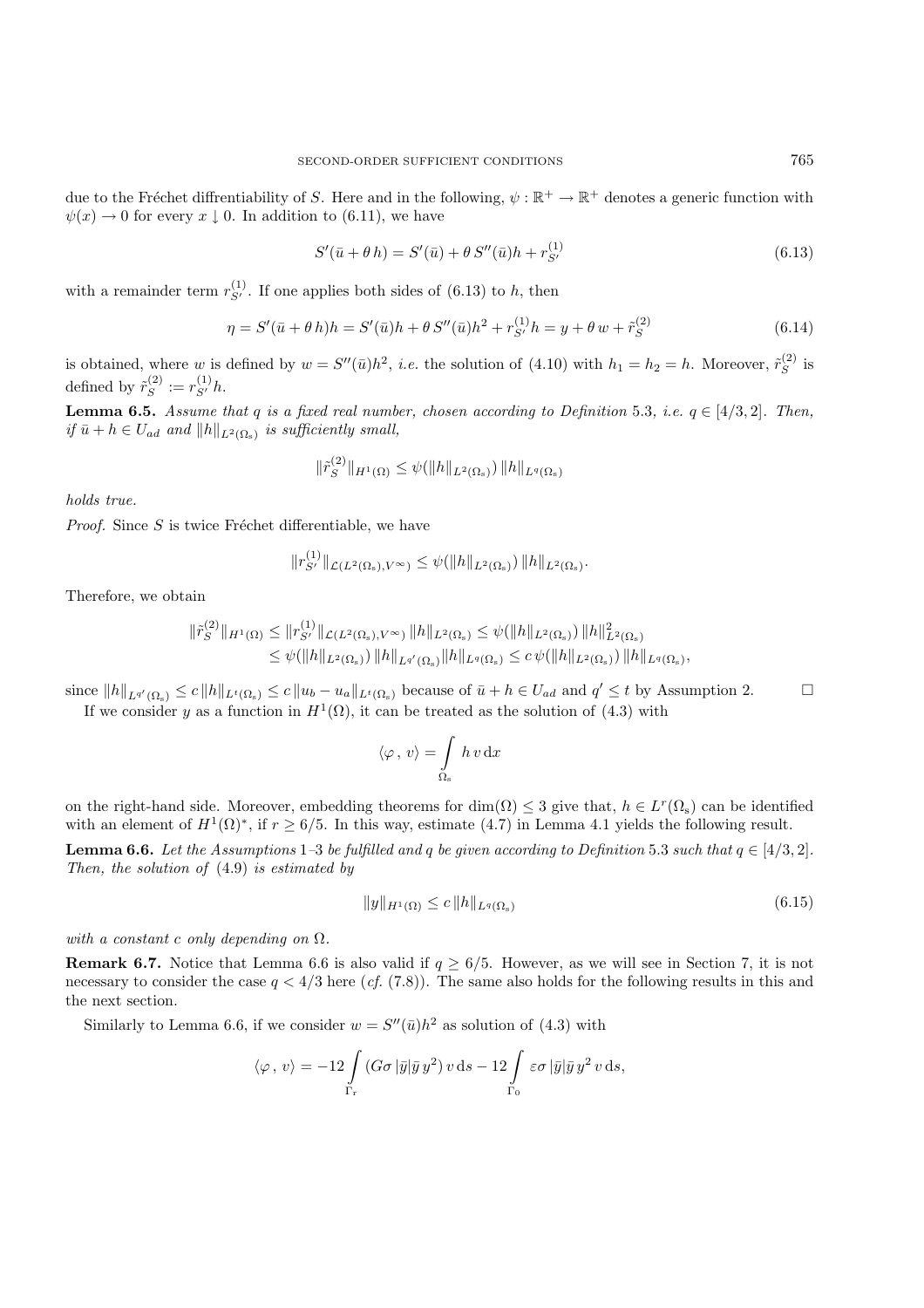due to the Fréchet diffrentiability of $S$. Here and in the following, $\psi : \mathbb{R}^+ \to \mathbb{R}^+$ denotes a generic function with $\psi(x) \to 0$ for every $x \downarrow 0$. In addition to (6.11), we have

$$S'(\bar{u} + \theta\, h) = S'(\bar{u}) + \theta\, S''(\bar{u})h + r_{S'}^{(1)} \tag{6.13}$$

with a remainder term $r_{S'}^{(1)}$. If one applies both sides of (6.13) to $h$, then

$$\eta = S'(\bar{u} + \theta\, h)h = S'(\bar{u})h + \theta\, S''(\bar{u})h^2 + r_{S'}^{(1)}h = y + \theta\, w + \tilde{r}_S^{(2)} \tag{6.14}$$

is obtained, where $w$ is defined by $w = S''(\bar{u})h^2$, *i.e.* the solution of (4.10) with $h_1 = h_2 = h$. Moreover, $\tilde{r}_S^{(2)}$ is defined by $\tilde{r}_S^{(2)} := r_{S'}^{(1)}h$.

**Lemma 6.5.** *Assume that $q$ is a fixed real number, chosen according to Definition* 5.3, *i.e.* $q \in [4/3, 2]$. *Then, if $\bar{u} + h \in U_{ad}$ and $\|h\|_{L^2(\Omega_s)}$ is sufficiently small,*

$$\|\tilde{r}_S^{(2)}\|_{H^1(\Omega)} \leq \psi(\|h\|_{L^2(\Omega_s)})\, \|h\|_{L^q(\Omega_s)}$$

*holds true.*

*Proof.* Since $S$ is twice Fréchet differentiable, we have

$$\|r_{S'}^{(1)}\|_{\mathcal{L}(L^2(\Omega_s), V^\infty)} \leq \psi(\|h\|_{L^2(\Omega_s)})\, \|h\|_{L^2(\Omega_s)}.$$

Therefore, we obtain

$$\begin{aligned}
\|\tilde{r}_S^{(2)}\|_{H^1(\Omega)} &\leq \|r_{S'}^{(1)}\|_{\mathcal{L}(L^2(\Omega_s), V^\infty)}\, \|h\|_{L^2(\Omega_s)} \leq \psi(\|h\|_{L^2(\Omega_s)})\, \|h\|^2_{L^2(\Omega_s)} \\
&\leq \psi(\|h\|_{L^2(\Omega_s)})\, \|h\|_{L^{q'}(\Omega_s)} \|h\|_{L^q(\Omega_s)} \leq c\, \psi(\|h\|_{L^2(\Omega_s)})\, \|h\|_{L^q(\Omega_s)},
\end{aligned}$$

since $\|h\|_{L^{q'}(\Omega_s)} \leq c\, \|h\|_{L^t(\Omega_s)} \leq c\, \|u_b - u_a\|_{L^t(\Omega_s)}$ because of $\bar{u} + h \in U_{ad}$ and $q' \leq t$ by Assumption 2. $\square$

If we consider $y$ as a function in $H^1(\Omega)$, it can be treated as the solution of (4.3) with

$$\langle \varphi\, ,\, v \rangle = \int\limits_{\Omega_s} h\, v \,\mathrm{d}x$$

on the right-hand side. Moreover, embedding theorems for $\dim(\Omega) \leq 3$ give that, $h \in L^r(\Omega_s)$ can be identified with an element of $H^1(\Omega)^*$, if $r \geq 6/5$. In this way, estimate (4.7) in Lemma 4.1 yields the following result.

**Lemma 6.6.** *Let the Assumptions* 1–3 *be fulfilled and $q$ be given according to Definition* 5.3 *such that* $q \in [4/3, 2]$. *Then, the solution of* (4.9) *is estimated by*

$$\|y\|_{H^1(\Omega)} \leq c\, \|h\|_{L^q(\Omega_s)} \tag{6.15}$$

*with a constant $c$ only depending on* $\Omega$.

**Remark 6.7.** Notice that Lemma 6.6 is also valid if $q \geq 6/5$. However, as we will see in Section 7, it is not necessary to consider the case $q < 4/3$ here (*cf.* (7.8)). The same also holds for the following results in this and the next section.

Similarly to Lemma 6.6, if we consider $w = S''(\bar{u})h^2$ as solution of (4.3) with

$$\langle \varphi\, ,\, v \rangle = -12 \int\limits_{\Gamma_r} (G\sigma\, |\bar{y}|\bar{y}\, y^2)\, v \,\mathrm{d}s - 12 \int\limits_{\Gamma_0} \varepsilon\sigma\, |\bar{y}|\bar{y}\, y^2\, v \,\mathrm{d}s,$$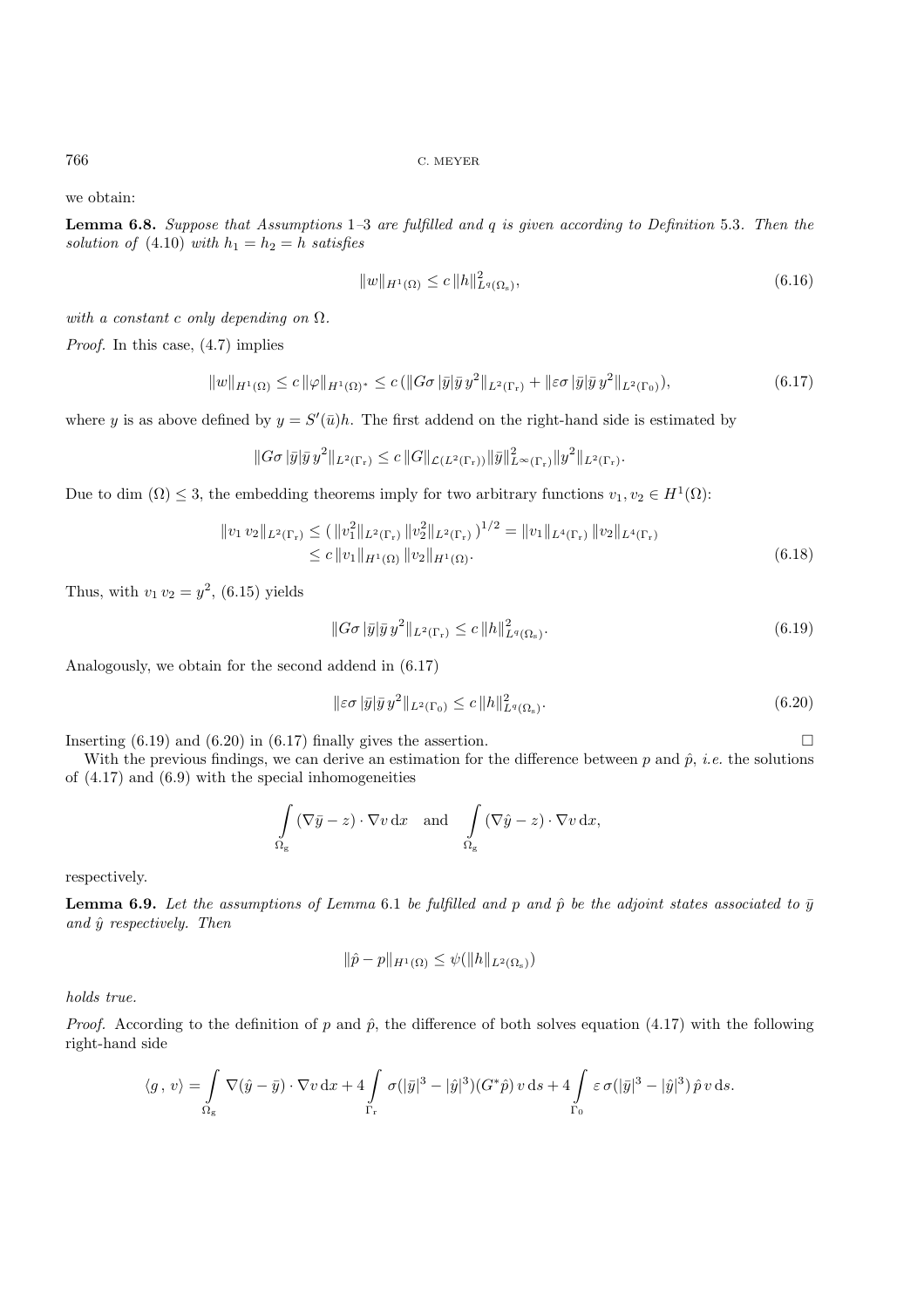we obtain:

**Lemma 6.8.** *Suppose that Assumptions* 1–3 *are fulfilled and* $q$ *is given according to Definition* 5.3. *Then the solution of* (4.10) *with* $h_1 = h_2 = h$ *satisfies*

$$\|w\|_{H^1(\Omega)} \leq c\,\|h\|^2_{L^q(\Omega_s)}, \tag{6.16}$$

*with a constant* $c$ *only depending on* $\Omega$.

*Proof.* In this case, (4.7) implies

$$\|w\|_{H^1(\Omega)} \leq c\,\|\varphi\|_{H^1(\Omega)^*} \leq c\,(\|G\sigma\,|\bar{y}|\bar{y}\,y^2\|_{L^2(\Gamma_r)} + \|\varepsilon\sigma\,|\bar{y}|\bar{y}\,y^2\|_{L^2(\Gamma_0)}), \tag{6.17}$$

where $y$ is as above defined by $y = S'(\bar{u})h$. The first addend on the right-hand side is estimated by

$$\|G\sigma\,|\bar{y}|\bar{y}\,y^2\|_{L^2(\Gamma_r)} \leq c\,\|G\|_{\mathcal{L}(L^2(\Gamma_r))}\|\bar{y}\|^2_{L^\infty(\Gamma_r)}\|y^2\|_{L^2(\Gamma_r)}.$$

Due to dim $(\Omega) \leq 3$, the embedding theorems imply for two arbitrary functions $v_1, v_2 \in H^1(\Omega)$:

$$\begin{aligned}\|v_1\,v_2\|_{L^2(\Gamma_r)} &\leq \big(\,\|v_1^2\|_{L^2(\Gamma_r)}\,\|v_2^2\|_{L^2(\Gamma_r)}\,\big)^{1/2} = \|v_1\|_{L^4(\Gamma_r)}\,\|v_2\|_{L^4(\Gamma_r)}\\ &\leq c\,\|v_1\|_{H^1(\Omega)}\,\|v_2\|_{H^1(\Omega)}.\end{aligned} \tag{6.18}$$

Thus, with $v_1\,v_2 = y^2$, (6.15) yields

$$\|G\sigma\,|\bar{y}|\bar{y}\,y^2\|_{L^2(\Gamma_r)} \leq c\,\|h\|^2_{L^q(\Omega_s)}. \tag{6.19}$$

Analogously, we obtain for the second addend in (6.17)

$$\|\varepsilon\sigma\,|\bar{y}|\bar{y}\,y^2\|_{L^2(\Gamma_0)} \leq c\,\|h\|^2_{L^q(\Omega_s)}. \tag{6.20}$$

Inserting (6.19) and (6.20) in (6.17) finally gives the assertion. $\square$

With the previous findings, we can derive an estimation for the difference between $p$ and $\hat{p}$, *i.e.* the solutions of (4.17) and (6.9) with the special inhomogeneities

$$\int_{\Omega_g} (\nabla\bar{y} - z)\cdot\nabla v\,\mathrm{d}x \quad \text{and} \quad \int_{\Omega_g} (\nabla\hat{y} - z)\cdot\nabla v\,\mathrm{d}x,$$

respectively.

**Lemma 6.9.** *Let the assumptions of Lemma* 6.1 *be fulfilled and* $p$ *and* $\hat{p}$ *be the adjoint states associated to* $\bar{y}$ *and* $\hat{y}$ *respectively. Then*

$$\|\hat{p} - p\|_{H^1(\Omega)} \leq \psi(\|h\|_{L^2(\Omega_s)})$$

*holds true.*

*Proof.* According to the definition of $p$ and $\hat{p}$, the difference of both solves equation (4.17) with the following right-hand side

$$\langle g\,,\,v\rangle = \int_{\Omega_g} \nabla(\hat{y} - \bar{y})\cdot\nabla v\,\mathrm{d}x + 4\int_{\Gamma_r} \sigma(|\bar{y}|^3 - |\hat{y}|^3)(G^*\hat{p})\,v\,\mathrm{d}s + 4\int_{\Gamma_0} \varepsilon\,\sigma(|\bar{y}|^3 - |\hat{y}|^3)\,\hat{p}\,v\,\mathrm{d}s.$$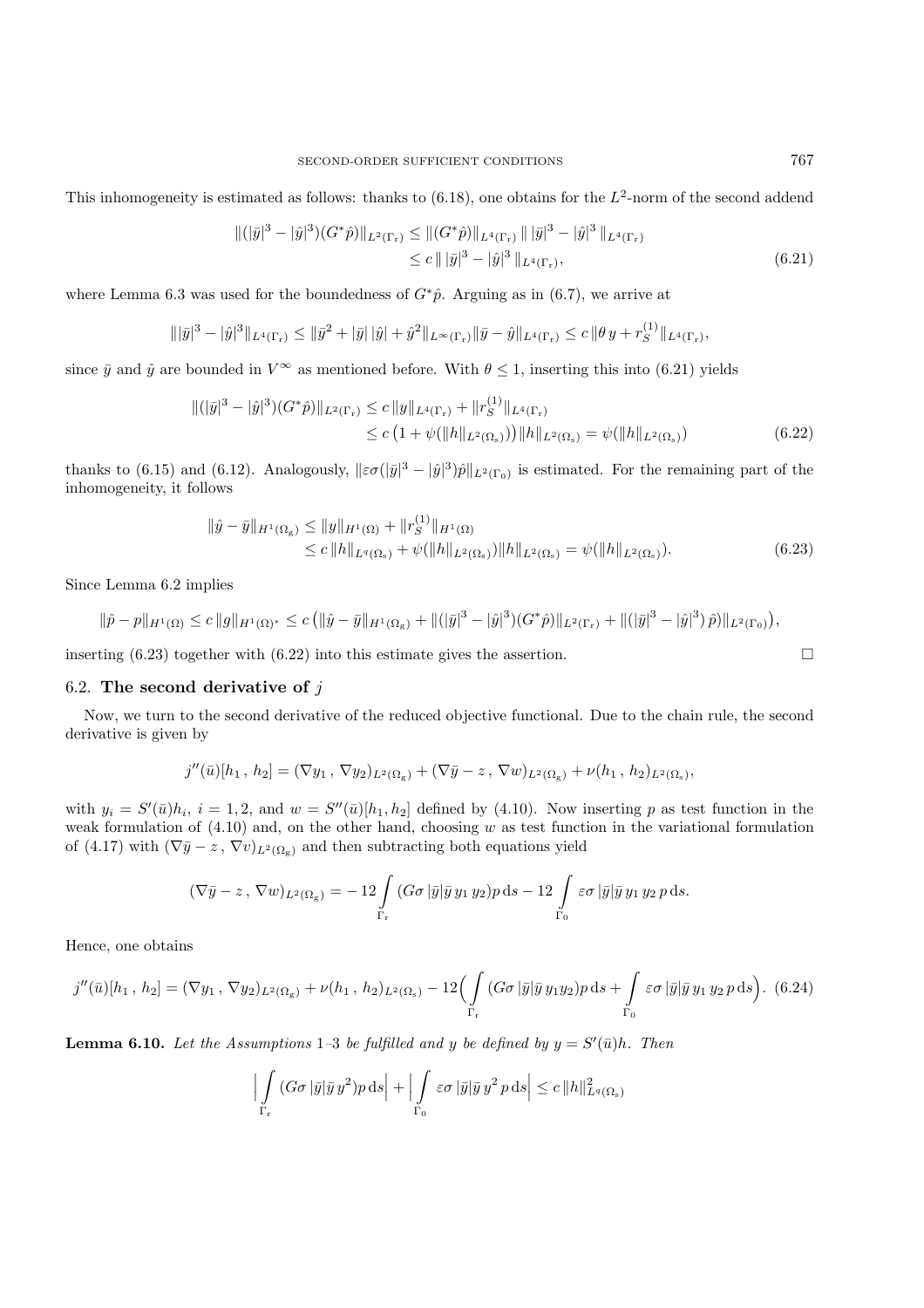This inhomogeneity is estimated as follows: thanks to (6.18), one obtains for the $L^2$-norm of the second addend

$$\begin{aligned}\|(|\bar y|^3 - |\hat y|^3)(G^*\hat p)\|_{L^2(\Gamma_{\rm r})} &\le \|(G^*\hat p)\|_{L^4(\Gamma_{\rm r})}\, \|\, |\bar y|^3 - |\hat y|^3\, \|_{L^4(\Gamma_{\rm r})}\\ &\le c\, \|\, |\bar y|^3 - |\hat y|^3\, \|_{L^4(\Gamma_{\rm r})},\end{aligned} \tag{6.21}$$

where Lemma 6.3 was used for the boundedness of $G^*\hat p$. Arguing as in (6.7), we arrive at

$$\||\bar y|^3 - |\hat y|^3\|_{L^4(\Gamma_{\rm r})} \le \|\bar y^2 + |\bar y|\,|\hat y| + \hat y^2\|_{L^\infty(\Gamma_{\rm r})}\|\bar y - \hat y\|_{L^4(\Gamma_{\rm r})} \le c\,\|\theta\, y + r_S^{(1)}\|_{L^4(\Gamma_{\rm r})},$$

since $\bar y$ and $\hat y$ are bounded in $V^\infty$ as mentioned before. With $\theta \le 1$, inserting this into (6.21) yields

$$\begin{aligned}\|(|\bar y|^3 - |\hat y|^3)(G^*\hat p)\|_{L^2(\Gamma_{\rm r})} &\le c\,\|y\|_{L^4(\Gamma_{\rm r})} + \|r_S^{(1)}\|_{L^4(\Gamma_{\rm r})}\\ &\le c\,\big(1 + \psi(\|h\|_{L^2(\Omega_{\rm s})})\big)\|h\|_{L^2(\Omega_{\rm s})} = \psi(\|h\|_{L^2(\Omega_{\rm s})})\end{aligned} \tag{6.22}$$

thanks to (6.15) and (6.12). Analogously, $\|\varepsilon\sigma(|\bar y|^3 - |\hat y|^3)\hat p\|_{L^2(\Gamma_0)}$ is estimated. For the remaining part of the inhomogeneity, it follows

$$\begin{aligned}\|\hat y - \bar y\|_{H^1(\Omega_{\rm g})} &\le \|y\|_{H^1(\Omega)} + \|r_S^{(1)}\|_{H^1(\Omega)}\\ &\le c\,\|h\|_{L^q(\Omega_{\rm s})} + \psi(\|h\|_{L^2(\Omega_{\rm s})})\|h\|_{L^2(\Omega_{\rm s})} = \psi(\|h\|_{L^2(\Omega_{\rm s})}).\end{aligned} \tag{6.23}$$

Since Lemma 6.2 implies

$$\|\hat p - p\|_{H^1(\Omega)} \le c\,\|g\|_{H^1(\Omega)^*} \le c\,\big(\|\hat y - \bar y\|_{H^1(\Omega_{\rm g})} + \|(|\bar y|^3 - |\hat y|^3)(G^*\hat p)\|_{L^2(\Gamma_{\rm r})} + \|(|\bar y|^3 - |\hat y|^3)\,\hat p)\|_{L^2(\Gamma_0)}\big),$$

inserting (6.23) together with (6.22) into this estimate gives the assertion. $\square$

### 6.2. **The second derivative of** $j$

Now, we turn to the second derivative of the reduced objective functional. Due to the chain rule, the second derivative is given by

$$j''(\bar u)[h_1\,,\, h_2] = (\nabla y_1\,,\, \nabla y_2)_{L^2(\Omega_{\rm g})} + (\nabla\bar y - z\,,\, \nabla w)_{L^2(\Omega_{\rm g})} + \nu(h_1\,,\, h_2)_{L^2(\Omega_{\rm s})},$$

with $y_i = S'(\bar u)h_i$, $i = 1, 2$, and $w = S''(\bar u)[h_1, h_2]$ defined by (4.10). Now inserting $p$ as test function in the weak formulation of (4.10) and, on the other hand, choosing $w$ as test function in the variational formulation of (4.17) with $(\nabla\bar y - z\,,\, \nabla v)_{L^2(\Omega_{\rm g})}$ and then subtracting both equations yield

$$(\nabla\bar y - z\,,\, \nabla w)_{L^2(\Omega_{\rm g})} = -\,12\int_{\Gamma_{\rm r}} (G\sigma\,|\bar y|\bar y\, y_1\, y_2)p\,{\rm d}s - 12\int_{\Gamma_0} \varepsilon\sigma\,|\bar y|\bar y\, y_1\, y_2\, p\,{\rm d}s.$$

Hence, one obtains

$$j''(\bar u)[h_1\,,\, h_2] = (\nabla y_1\,,\, \nabla y_2)_{L^2(\Omega_{\rm g})} + \nu(h_1\,,\, h_2)_{L^2(\Omega_{\rm s})} - 12\Big(\int_{\Gamma_{\rm r}} (G\sigma\,|\bar y|\bar y\, y_1 y_2)p\,{\rm d}s + \int_{\Gamma_0} \varepsilon\sigma\,|\bar y|\bar y\, y_1\, y_2\, p\,{\rm d}s\Big). \tag{6.24}$$

**Lemma 6.10.** *Let the Assumptions* 1–3 *be fulfilled and* $y$ *be defined by* $y = S'(\bar u)h$. *Then*

$$\Big|\int_{\Gamma_{\rm r}} (G\sigma\,|\bar y|\bar y\, y^2)p\,{\rm d}s\Big| + \Big|\int_{\Gamma_0} \varepsilon\sigma\,|\bar y|\bar y\, y^2\, p\,{\rm d}s\Big| \le c\,\|h\|^2_{L^q(\Omega_{\rm s})}$$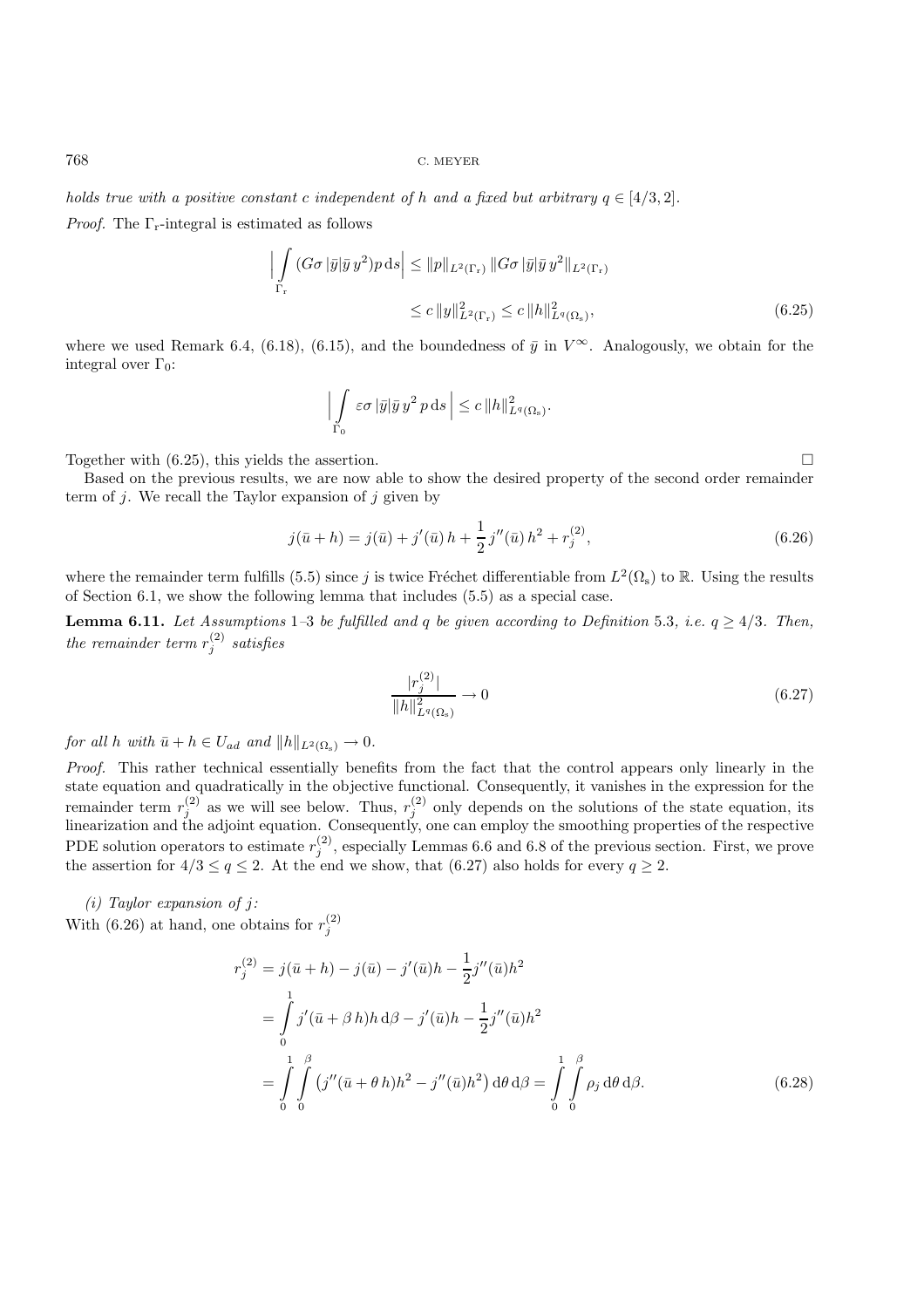*holds true with a positive constant c independent of h and a fixed but arbitrary $q \in [4/3, 2]$.*

*Proof.* The $\Gamma_r$-integral is estimated as follows

$$
\begin{aligned}
\Big| \int\limits_{\Gamma_r} (G\sigma\, |\bar{y}|\bar{y}\, y^2) p \,\mathrm{d}s \Big| &\leq \|p\|_{L^2(\Gamma_r)} \, \|G\sigma\, |\bar{y}|\bar{y}\, y^2\|_{L^2(\Gamma_r)} \\
&\leq c\, \|y\|^2_{L^2(\Gamma_r)} \leq c\, \|h\|^2_{L^q(\Omega_s)},
\end{aligned} \tag{6.25}
$$

where we used Remark 6.4, (6.18), (6.15), and the boundedness of $\bar{y}$ in $V^\infty$. Analogously, we obtain for the integral over $\Gamma_0$:

$$
\Big| \int\limits_{\Gamma_0} \varepsilon\sigma\, |\bar{y}|\bar{y}\, y^2\, p \,\mathrm{d}s \Big| \leq c\, \|h\|^2_{L^q(\Omega_s)}.
$$

Together with (6.25), this yields the assertion. $\square$

Based on the previous results, we are now able to show the desired property of the second order remainder term of $j$. We recall the Taylor expansion of $j$ given by

$$
j(\bar{u} + h) = j(\bar{u}) + j'(\bar{u})\, h + \frac{1}{2}\, j''(\bar{u})\, h^2 + r_j^{(2)}, \tag{6.26}
$$

where the remainder term fulfills (5.5) since $j$ is twice Fréchet differentiable from $L^2(\Omega_s)$ to $\mathbb{R}$. Using the results of Section 6.1, we show the following lemma that includes (5.5) as a special case.

**Lemma 6.11.** *Let Assumptions 1–3 be fulfilled and q be given according to Definition 5.3, i.e. $q \geq 4/3$. Then, the remainder term $r_j^{(2)}$ satisfies*

$$
\frac{|r_j^{(2)}|}{\|h\|^2_{L^q(\Omega_s)}} \to 0 \tag{6.27}
$$

*for all h with $\bar{u} + h \in U_{ad}$ and $\|h\|_{L^2(\Omega_s)} \to 0$.*

*Proof.* This rather technical essentially benefits from the fact that the control appears only linearly in the state equation and quadratically in the objective functional. Consequently, it vanishes in the expression for the remainder term $r_j^{(2)}$ as we will see below. Thus, $r_j^{(2)}$ only depends on the solutions of the state equation, its linearization and the adjoint equation. Consequently, one can employ the smoothing properties of the respective PDE solution operators to estimate $r_j^{(2)}$, especially Lemmas 6.6 and 6.8 of the previous section. First, we prove the assertion for $4/3 \leq q \leq 2$. At the end we show, that (6.27) also holds for every $q \geq 2$.

*(i) Taylor expansion of j:*
With (6.26) at hand, one obtains for $r_j^{(2)}$

$$
\begin{aligned}
r_j^{(2)} &= j(\bar{u} + h) - j(\bar{u}) - j'(\bar{u})h - \frac{1}{2} j''(\bar{u})h^2 \\
&= \int_0^1 j'(\bar{u} + \beta\, h)h \,\mathrm{d}\beta - j'(\bar{u})h - \frac{1}{2} j''(\bar{u})h^2 \\
&= \int_0^1 \int_0^\beta \big( j''(\bar{u} + \theta\, h)h^2 - j''(\bar{u})h^2 \big) \,\mathrm{d}\theta \,\mathrm{d}\beta = \int_0^1 \int_0^\beta \rho_j \,\mathrm{d}\theta \,\mathrm{d}\beta.
\end{aligned} \tag{6.28}
$$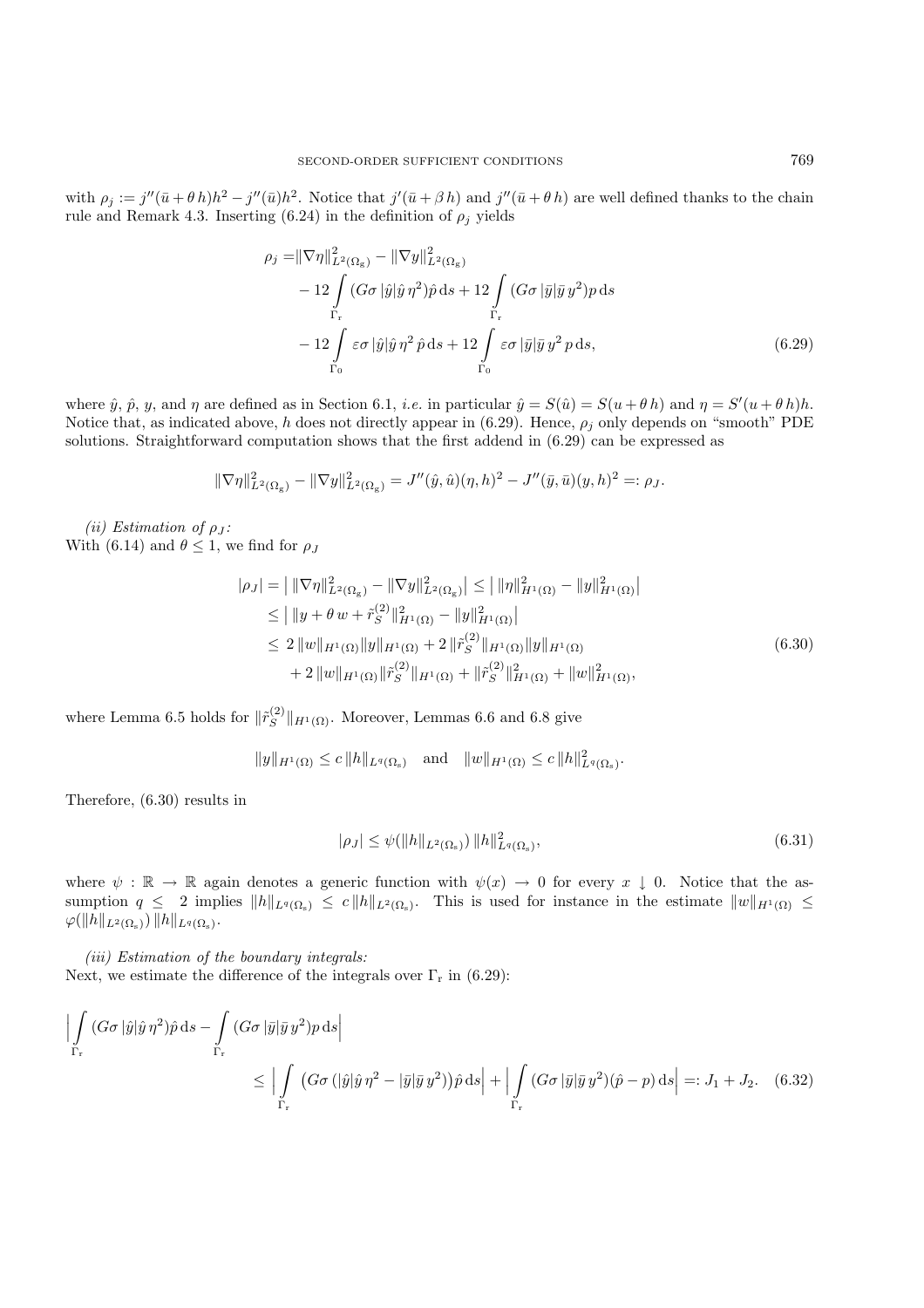with $\rho_j := j''(\bar u + \theta\, h)h^2 - j''(\bar u)h^2$. Notice that $j'(\bar u + \beta\, h)$ and $j''(\bar u + \theta\, h)$ are well defined thanks to the chain rule and Remark 4.3. Inserting (6.24) in the definition of $\rho_j$ yields

$$
\begin{aligned}
\rho_j =& \|\nabla\eta\|^2_{L^2(\Omega_{\rm g})} - \|\nabla y\|^2_{L^2(\Omega_{\rm g})} \\
&- 12 \int_{\Gamma_{\rm r}} (G\sigma\, |\hat y|\hat y\, \eta^2)\hat p \,{\rm d}s + 12 \int_{\Gamma_{\rm r}} (G\sigma\, |\bar y|\bar y\, y^2) p \,{\rm d}s \\
&- 12 \int_{\Gamma_0} \varepsilon\sigma\, |\hat y|\hat y\, \eta^2\, \hat p \,{\rm d}s + 12 \int_{\Gamma_0} \varepsilon\sigma\, |\bar y|\bar y\, y^2\, p \,{\rm d}s,
\end{aligned}
\tag{6.29}
$$

where $\hat y$, $\hat p$, $y$, and $\eta$ are defined as in Section 6.1, *i.e.* in particular $\hat y = S(\hat u) = S(u + \theta\, h)$ and $\eta = S'(u + \theta\, h)h$. Notice that, as indicated above, $h$ does not directly appear in (6.29). Hence, $\rho_j$ only depends on "smooth" PDE solutions. Straightforward computation shows that the first addend in (6.29) can be expressed as

$$
\|\nabla\eta\|^2_{L^2(\Omega_{\rm g})} - \|\nabla y\|^2_{L^2(\Omega_{\rm g})} = J''(\hat y, \hat u)(\eta, h)^2 - J''(\bar y, \bar u)(y, h)^2 =: \rho_J.
$$

*(ii) Estimation of $\rho_J$:*
With (6.14) and $\theta \le 1$, we find for $\rho_J$

$$
\begin{aligned}
|\rho_J| &= \big|\, \|\nabla\eta\|^2_{L^2(\Omega_{\rm g})} - \|\nabla y\|^2_{L^2(\Omega_{\rm g})} \big| \le \big|\, \|\eta\|^2_{H^1(\Omega)} - \|y\|^2_{H^1(\Omega)} \big| \\
&\le \big|\, \|y + \theta\, w + \tilde r_S^{(2)}\|^2_{H^1(\Omega)} - \|y\|^2_{H^1(\Omega)} \big| \\
&\le 2\, \|w\|_{H^1(\Omega)} \|y\|_{H^1(\Omega)} + 2\, \|\tilde r_S^{(2)}\|_{H^1(\Omega)} \|y\|_{H^1(\Omega)} \\
&\quad + 2\, \|w\|_{H^1(\Omega)} \|\tilde r_S^{(2)}\|_{H^1(\Omega)} + \|\tilde r_S^{(2)}\|^2_{H^1(\Omega)} + \|w\|^2_{H^1(\Omega)},
\end{aligned}
\tag{6.30}
$$

where Lemma 6.5 holds for $\|\tilde r_S^{(2)}\|_{H^1(\Omega)}$. Moreover, Lemmas 6.6 and 6.8 give

$$
\|y\|_{H^1(\Omega)} \le c\, \|h\|_{L^q(\Omega_{\rm s})} \quad \text{and} \quad \|w\|_{H^1(\Omega)} \le c\, \|h\|^2_{L^q(\Omega_{\rm s})}.
$$

Therefore, (6.30) results in

$$
|\rho_J| \le \psi(\|h\|_{L^2(\Omega_{\rm s})})\, \|h\|^2_{L^q(\Omega_{\rm s})},
\tag{6.31}
$$

where $\psi : \mathbb{R} \to \mathbb{R}$ again denotes a generic function with $\psi(x) \to 0$ for every $x \downarrow 0$. Notice that the assumption $q \le 2$ implies $\|h\|_{L^q(\Omega_{\rm s})} \le c\, \|h\|_{L^2(\Omega_{\rm s})}$. This is used for instance in the estimate $\|w\|_{H^1(\Omega)} \le \varphi(\|h\|_{L^2(\Omega_{\rm s})})\, \|h\|_{L^q(\Omega_{\rm s})}$.

*(iii) Estimation of the boundary integrals:*
Next, we estimate the difference of the integrals over $\Gamma_{\rm r}$ in (6.29):

$$
\begin{aligned}
&\Big| \int_{\Gamma_{\rm r}} (G\sigma\, |\hat y|\hat y\, \eta^2)\hat p \,{\rm d}s - \int_{\Gamma_{\rm r}} (G\sigma\, |\bar y|\bar y\, y^2) p \,{\rm d}s \Big| \\
&\qquad \le \Big| \int_{\Gamma_{\rm r}} \big( G\sigma\, (|\hat y|\hat y\, \eta^2 - |\bar y|\bar y\, y^2) \big)\hat p \,{\rm d}s \Big| + \Big| \int_{\Gamma_{\rm r}} (G\sigma\, |\bar y|\bar y\, y^2)(\hat p - p) \,{\rm d}s \Big| =: J_1 + J_2.
\end{aligned}
\tag{6.32}
$$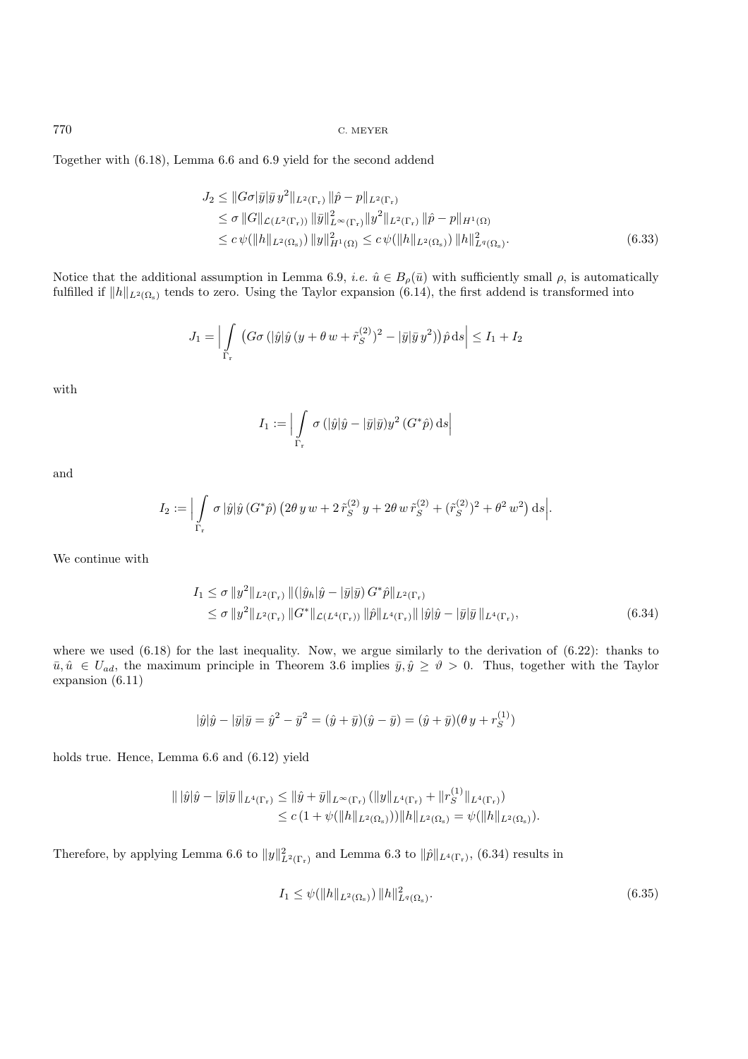Together with (6.18), Lemma 6.6 and 6.9 yield for the second addend

$$
\begin{aligned}
J_2 &\leq \|G\sigma|\bar{y}|\bar{y}\, y^2\|_{L^2(\Gamma_\mathrm{r})}\, \|\hat{p} - p\|_{L^2(\Gamma_\mathrm{r})} \\
&\leq \sigma\, \|G\|_{\mathcal{L}(L^2(\Gamma_\mathrm{r}))}\, \|\bar{y}\|^2_{L^\infty(\Gamma_\mathrm{r})} \|y^2\|_{L^2(\Gamma_\mathrm{r})}\, \|\hat{p} - p\|_{H^1(\Omega)} \\
&\leq c\, \psi(\|h\|_{L^2(\Omega_\mathrm{s})})\, \|y\|^2_{H^1(\Omega)} \leq c\, \psi(\|h\|_{L^2(\Omega_\mathrm{s})})\, \|h\|^2_{L^q(\Omega_\mathrm{s})}.
\end{aligned}
\tag{6.33}
$$

Notice that the additional assumption in Lemma 6.9, *i.e.* $\hat{u} \in B_\rho(\bar{u})$ with sufficiently small $\rho$, is automatically fulfilled if $\|h\|_{L^2(\Omega_\mathrm{s})}$ tends to zero. Using the Taylor expansion (6.14), the first addend is transformed into

$$
J_1 = \Big| \int\limits_{\Gamma_\mathrm{r}} \big(G\sigma\, (|\hat{y}|\hat{y}\, (y + \theta\, w + \tilde{r}_S^{(2)})^2 - |\bar{y}|\bar{y}\, y^2)\big)\, \hat{p}\, \mathrm{d}s \Big| \leq I_1 + I_2
$$

with

$$
I_1 := \Big| \int\limits_{\Gamma_\mathrm{r}} \sigma\, (|\hat{y}|\hat{y} - |\bar{y}|\bar{y}) y^2\, (G^* \hat{p})\, \mathrm{d}s \Big|
$$

and

$$
I_2 := \Big| \int\limits_{\Gamma_\mathrm{r}} \sigma\, |\hat{y}|\hat{y}\, (G^*\hat{p})\, \big(2\theta\, y\, w + 2\, \tilde{r}_S^{(2)}\, y + 2\theta\, w\, \tilde{r}_S^{(2)} + (\tilde{r}_S^{(2)})^2 + \theta^2\, w^2\big)\, \mathrm{d}s \Big|.
$$

We continue with

$$
\begin{aligned}
I_1 &\leq \sigma\, \|y^2\|_{L^2(\Gamma_\mathrm{r})}\, \|(|\hat{y}_h|\hat{y} - |\bar{y}|\bar{y})\, G^* \hat{p}\|_{L^2(\Gamma_\mathrm{r})} \\
&\leq \sigma\, \|y^2\|_{L^2(\Gamma_\mathrm{r})}\, \|G^*\|_{\mathcal{L}(L^4(\Gamma_\mathrm{r}))}\, \|\hat{p}\|_{L^4(\Gamma_\mathrm{r})} \|\, |\hat{y}|\hat{y} - |\bar{y}|\bar{y}\, \|_{L^4(\Gamma_\mathrm{r})},
\end{aligned}
\tag{6.34}
$$

where we used (6.18) for the last inequality. Now, we argue similarly to the derivation of (6.22): thanks to $\bar{u}, \hat{u} \in U_{ad}$, the maximum principle in Theorem 3.6 implies $\bar{y}, \hat{y} \geq \vartheta > 0$. Thus, together with the Taylor expansion (6.11)

$$
|\hat{y}|\hat{y} - |\bar{y}|\bar{y} = \hat{y}^2 - \bar{y}^2 = (\hat{y} + \bar{y})(\hat{y} - \bar{y}) = (\hat{y} + \bar{y})(\theta\, y + r_S^{(1)})
$$

holds true. Hence, Lemma 6.6 and (6.12) yield

$$
\begin{aligned}
\|\, |\hat{y}|\hat{y} - |\bar{y}|\bar{y}\, \|_{L^4(\Gamma_\mathrm{r})} &\leq \|\hat{y} + \bar{y}\|_{L^\infty(\Gamma_\mathrm{r})}\, (\|y\|_{L^4(\Gamma_\mathrm{r})} + \|r_S^{(1)}\|_{L^4(\Gamma_\mathrm{r})}) \\
&\leq c\, (1 + \psi(\|h\|_{L^2(\Omega_\mathrm{s})}))\|h\|_{L^2(\Omega_\mathrm{s})} = \psi(\|h\|_{L^2(\Omega_\mathrm{s})}).
\end{aligned}
$$

Therefore, by applying Lemma 6.6 to $\|y\|^2_{L^2(\Gamma_\mathrm{r})}$ and Lemma 6.3 to $\|\hat{p}\|_{L^4(\Gamma_\mathrm{r})}$, (6.34) results in

$$
I_1 \leq \psi(\|h\|_{L^2(\Omega_\mathrm{s})})\, \|h\|^2_{L^q(\Omega_\mathrm{s})}.
\tag{6.35}
$$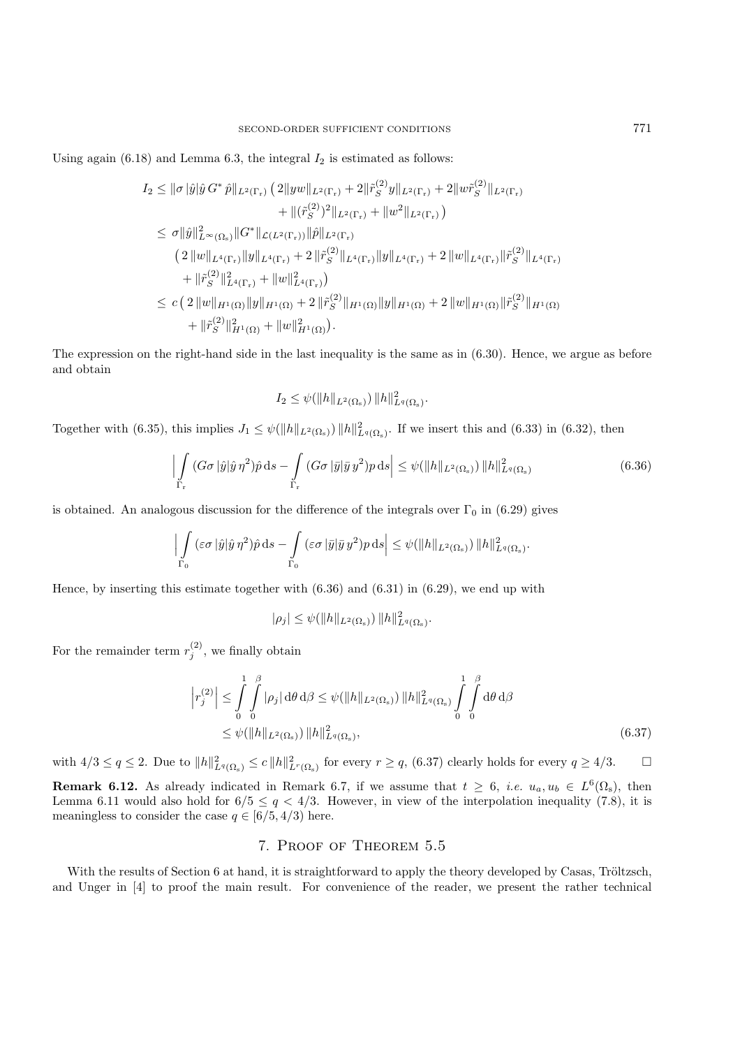Using again (6.18) and Lemma 6.3, the integral $I_2$ is estimated as follows:

$$
\begin{aligned}
I_2 &\leq \|\sigma\,|\hat{y}|\hat{y}\,G^*\,\hat{p}\|_{L^2(\Gamma_\mathrm{r})}\,\big(2\|yw\|_{L^2(\Gamma_\mathrm{r})} + 2\|\tilde{r}_S^{(2)}y\|_{L^2(\Gamma_\mathrm{r})} + 2\|w\tilde{r}_S^{(2)}\|_{L^2(\Gamma_\mathrm{r})} \\
&\qquad + \|(\tilde{r}_S^{(2)})^2\|_{L^2(\Gamma_\mathrm{r})} + \|w^2\|_{L^2(\Gamma_\mathrm{r})}\big) \\
&\leq \sigma\|\hat{y}\|^2_{L^\infty(\Omega_\mathrm{s})}\|G^*\|_{\mathcal{L}(L^2(\Gamma_\mathrm{r}))}\|\hat{p}\|_{L^2(\Gamma_\mathrm{r})} \\
&\quad \big(2\,\|w\|_{L^4(\Gamma_\mathrm{r})}\|y\|_{L^4(\Gamma_\mathrm{r})} + 2\,\|\tilde{r}_S^{(2)}\|_{L^4(\Gamma_\mathrm{r})}\|y\|_{L^4(\Gamma_\mathrm{r})} + 2\,\|w\|_{L^4(\Gamma_\mathrm{r})}\|\tilde{r}_S^{(2)}\|_{L^4(\Gamma_\mathrm{r})} \\
&\quad + \|\tilde{r}_S^{(2)}\|^2_{L^4(\Gamma_\mathrm{r})} + \|w\|^2_{L^4(\Gamma_\mathrm{r})}\big) \\
&\leq c\,\big(2\,\|w\|_{H^1(\Omega)}\|y\|_{H^1(\Omega)} + 2\,\|\tilde{r}_S^{(2)}\|_{H^1(\Omega)}\|y\|_{H^1(\Omega)} + 2\,\|w\|_{H^1(\Omega)}\|\tilde{r}_S^{(2)}\|_{H^1(\Omega)} \\
&\qquad + \|\tilde{r}_S^{(2)}\|^2_{H^1(\Omega)} + \|w\|^2_{H^1(\Omega)}\big).
\end{aligned}
$$

The expression on the right-hand side in the last inequality is the same as in (6.30). Hence, we argue as before and obtain

$$I_2 \leq \psi(\|h\|_{L^2(\Omega_\mathrm{s})})\,\|h\|^2_{L^q(\Omega_\mathrm{s})}.$$

Together with (6.35), this implies $J_1 \leq \psi(\|h\|_{L^2(\Omega_\mathrm{s})})\,\|h\|^2_{L^q(\Omega_\mathrm{s})}$. If we insert this and (6.33) in (6.32), then

$$\Big|\int_{\Gamma_\mathrm{r}} (G\sigma\,|\hat{y}|\hat{y}\,\eta^2)\hat{p}\,\mathrm{d}s - \int_{\Gamma_\mathrm{r}} (G\sigma\,|\bar{y}|\bar{y}\,y^2)p\,\mathrm{d}s\Big| \leq \psi(\|h\|_{L^2(\Omega_\mathrm{s})})\,\|h\|^2_{L^q(\Omega_\mathrm{s})} \tag{6.36}$$

is obtained. An analogous discussion for the difference of the integrals over $\Gamma_0$ in (6.29) gives

$$\Big|\int_{\Gamma_0} (\varepsilon\sigma\,|\hat{y}|\hat{y}\,\eta^2)\hat{p}\,\mathrm{d}s - \int_{\Gamma_0} (\varepsilon\sigma\,|\bar{y}|\bar{y}\,y^2)p\,\mathrm{d}s\Big| \leq \psi(\|h\|_{L^2(\Omega_\mathrm{s})})\,\|h\|^2_{L^q(\Omega_\mathrm{s})}.$$

Hence, by inserting this estimate together with (6.36) and (6.31) in (6.29), we end up with

$$|\rho_j| \leq \psi(\|h\|_{L^2(\Omega_\mathrm{s})})\,\|h\|^2_{L^q(\Omega_\mathrm{s})}.$$

For the remainder term $r_j^{(2)}$, we finally obtain

$$
\begin{aligned}
\Big|r_j^{(2)}\Big| &\leq \int_0^1\int_0^\beta |\rho_j|\,\mathrm{d}\theta\,\mathrm{d}\beta \leq \psi(\|h\|_{L^2(\Omega_\mathrm{s})})\,\|h\|^2_{L^q(\Omega_\mathrm{s})}\int_0^1\int_0^\beta \mathrm{d}\theta\,\mathrm{d}\beta \\
&\leq \psi(\|h\|_{L^2(\Omega_\mathrm{s})})\,\|h\|^2_{L^q(\Omega_\mathrm{s})},
\end{aligned} \tag{6.37}
$$

with $4/3 \leq q \leq 2$. Due to $\|h\|^2_{L^q(\Omega_\mathrm{s})} \leq c\,\|h\|^2_{L^r(\Omega_\mathrm{s})}$ for every $r \geq q$, (6.37) clearly holds for every $q \geq 4/3$. $\square$

**Remark 6.12.** As already indicated in Remark 6.7, if we assume that $t \geq 6$, *i.e.* $u_a, u_b \in L^6(\Omega_\mathrm{s})$, then Lemma 6.11 would also hold for $6/5 \leq q < 4/3$. However, in view of the interpolation inequality (7.8), it is meaningless to consider the case $q \in [6/5, 4/3)$ here.

## 7. Proof of Theorem 5.5

With the results of Section 6 at hand, it is straightforward to apply the theory developed by Casas, Tröltzsch, and Unger in [4] to proof the main result. For convenience of the reader, we present the rather technical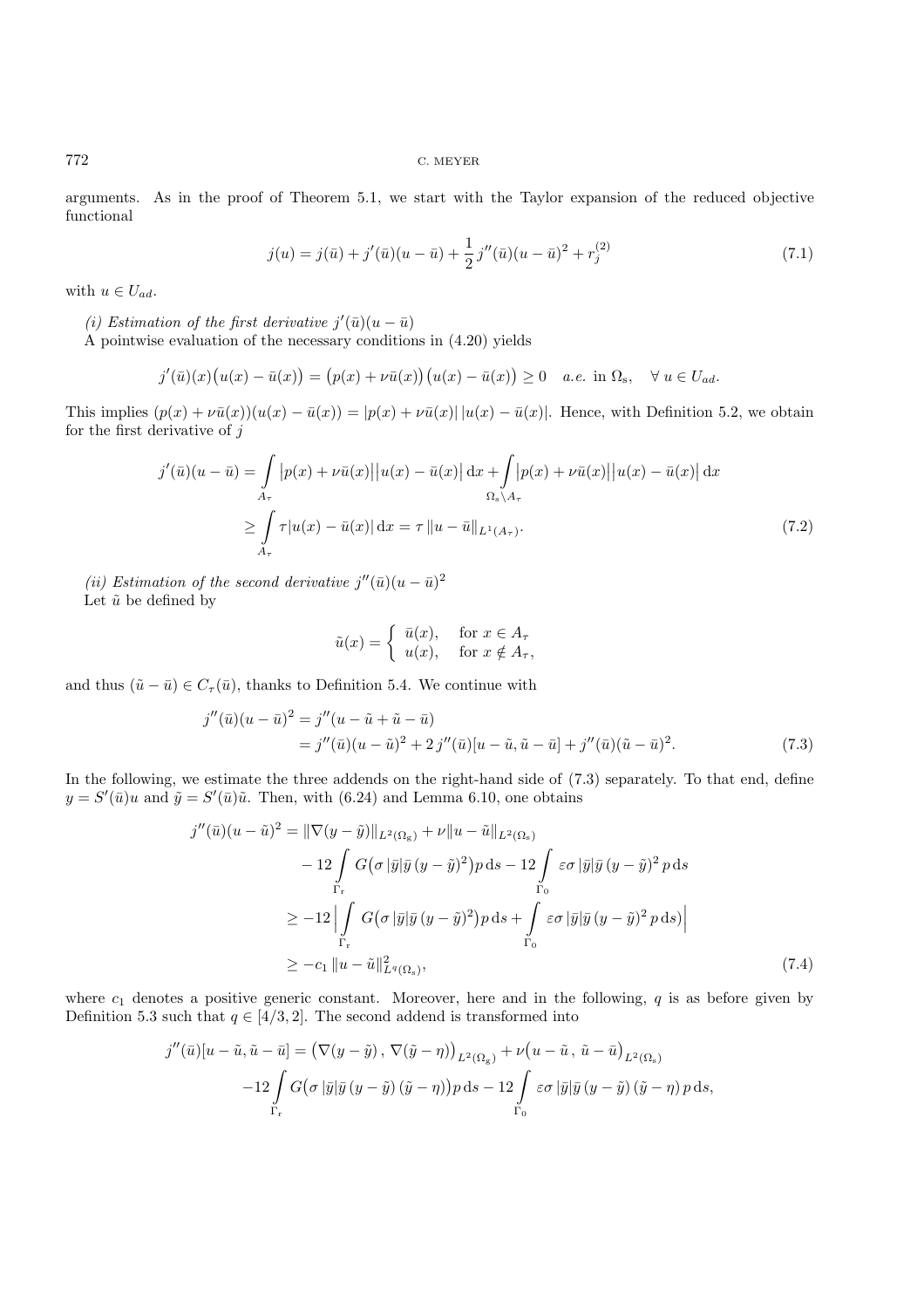arguments. As in the proof of Theorem 5.1, we start with the Taylor expansion of the reduced objective functional

$$j(u) = j(\bar{u}) + j'(\bar{u})(u - \bar{u}) + \frac{1}{2}\, j''(\bar{u})(u - \bar{u})^2 + r_j^{(2)} \tag{7.1}$$

with $u \in U_{ad}$.

*(i) Estimation of the first derivative $j'(\bar{u})(u - \bar{u})$*

A pointwise evaluation of the necessary conditions in (4.20) yields

$$j'(\bar{u})(x)\big(u(x) - \bar{u}(x)\big) = \big(p(x) + \nu\bar{u}(x)\big)\big(u(x) - \bar{u}(x)\big) \geq 0 \quad a.e. \text{ in } \Omega_{\mathrm{s}}, \quad \forall\, u \in U_{ad}.$$

This implies $(p(x) + \nu\bar{u}(x))(u(x) - \bar{u}(x)) = |p(x) + \nu\bar{u}(x)|\,|u(x) - \bar{u}(x)|$. Hence, with Definition 5.2, we obtain for the first derivative of $j$

$$\begin{aligned} j'(\bar{u})(u - \bar{u}) &= \int\limits_{A_\tau} |p(x) + \nu\bar{u}(x)|\big|u(x) - \bar{u}(x)\big| \,\mathrm{d}x + \int\limits_{\Omega_{\mathrm{s}} \setminus A_\tau} \big|p(x) + \nu\bar{u}(x)\big|\big|u(x) - \bar{u}(x)\big| \,\mathrm{d}x \\ &\geq \int\limits_{A_\tau} \tau |u(x) - \bar{u}(x)| \,\mathrm{d}x = \tau\, \|u - \bar{u}\|_{L^1(A_\tau)}. \end{aligned} \tag{7.2}$$

*(ii) Estimation of the second derivative $j''(\bar{u})(u - \bar{u})^2$*

Let $\tilde{u}$ be defined by

$$\tilde{u}(x) = \begin{cases} \bar{u}(x), & \text{for } x \in A_\tau \\ u(x), & \text{for } x \notin A_\tau, \end{cases}$$

and thus $(\tilde{u} - \bar{u}) \in C_\tau(\bar{u})$, thanks to Definition 5.4. We continue with

$$\begin{aligned} j''(\bar{u})(u - \bar{u})^2 &= j''(u - \tilde{u} + \tilde{u} - \bar{u}) \\ &= j''(\bar{u})(u - \tilde{u})^2 + 2\, j''(\bar{u})[u - \tilde{u}, \tilde{u} - \bar{u}] + j''(\bar{u})(\tilde{u} - \bar{u})^2. \end{aligned} \tag{7.3}$$

In the following, we estimate the three addends on the right-hand side of (7.3) separately. To that end, define $y = S'(\bar{u})u$ and $\tilde{y} = S'(\bar{u})\tilde{u}$. Then, with (6.24) and Lemma 6.10, one obtains

$$\begin{aligned} j''(\bar{u})(u - \tilde{u})^2 &= \|\nabla(y - \tilde{y})\|_{L^2(\Omega_{\mathrm{g}})} + \nu\|u - \tilde{u}\|_{L^2(\Omega_{\mathrm{s}})} \\ &\quad - 12 \int\limits_{\Gamma_{\mathrm{r}}} G\big(\sigma\, |\bar{y}|\bar{y}\,(y - \tilde{y})^2\big) p \,\mathrm{d}s - 12 \int\limits_{\Gamma_0} \varepsilon\sigma\, |\bar{y}|\bar{y}\,(y - \tilde{y})^2\, p \,\mathrm{d}s \\ &\geq -12 \Big| \int\limits_{\Gamma_{\mathrm{r}}} G\big(\sigma\, |\bar{y}|\bar{y}\,(y - \tilde{y})^2\big) p \,\mathrm{d}s + \int\limits_{\Gamma_0} \varepsilon\sigma\, |\bar{y}|\bar{y}\,(y - \tilde{y})^2\, p \,\mathrm{d}s\Big| \\ &\geq -c_1\, \|u - \tilde{u}\|^2_{L^q(\Omega_{\mathrm{s}})}, \end{aligned} \tag{7.4}$$

where $c_1$ denotes a positive generic constant. Moreover, here and in the following, $q$ is as before given by Definition 5.3 such that $q \in [4/3, 2]$. The second addend is transformed into

$$\begin{aligned} j''(\bar{u})[u - \tilde{u}, \tilde{u} - \bar{u}] &= \big(\nabla(y - \tilde{y})\,,\, \nabla(\tilde{y} - \eta)\big)_{L^2(\Omega_{\mathrm{g}})} + \nu\big(u - \tilde{u}\,,\, \tilde{u} - \bar{u}\big)_{L^2(\Omega_{\mathrm{s}})} \\ &\quad -12 \int\limits_{\Gamma_{\mathrm{r}}} G\big(\sigma\, |\bar{y}|\bar{y}\,(y - \tilde{y})\,(\tilde{y} - \eta)\big) p \,\mathrm{d}s - 12 \int\limits_{\Gamma_0} \varepsilon\sigma\, |\bar{y}|\bar{y}\,(y - \tilde{y})\,(\tilde{y} - \eta)\, p \,\mathrm{d}s, \end{aligned}$$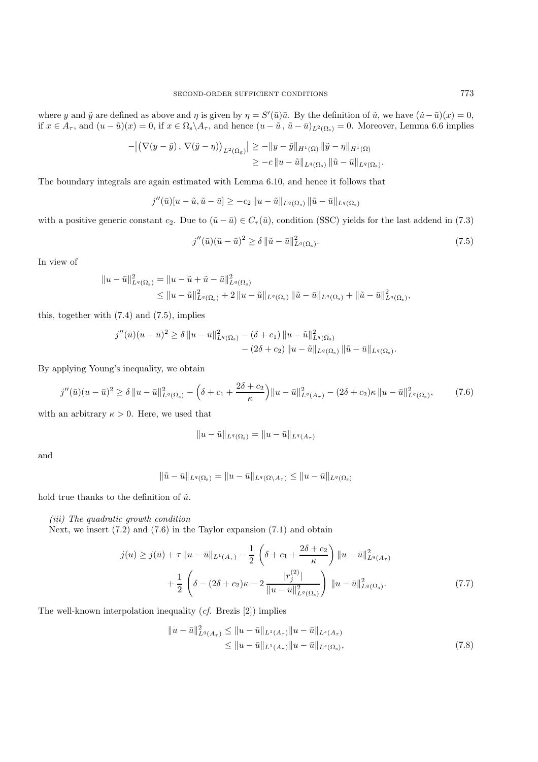where $y$ and $\tilde{y}$ are defined as above and $\eta$ is given by $\eta = S'(\bar{u})\bar{u}$. By the definition of $\tilde{u}$, we have $(\tilde{u} - \bar{u})(x) = 0$, if $x \in A_\tau$, and $(u - \tilde{u})(x) = 0$, if $x \in \Omega_s \backslash A_\tau$, and hence $(u - \tilde{u}\,,\, \tilde{u} - \bar{u})_{L^2(\Omega_s)} = 0$. Moreover, Lemma 6.6 implies

$$
\begin{aligned}
-\big|\big(\nabla(y - \tilde{y})\,,\, \nabla(\tilde{y} - \eta)\big)_{L^2(\Omega_g)}\big| &\geq -\|y - \tilde{y}\|_{H^1(\Omega)}\, \|\tilde{y} - \eta\|_{H^1(\Omega)} \\
&\geq -c\, \|u - \tilde{u}\|_{L^q(\Omega_s)}\, \|\tilde{u} - \bar{u}\|_{L^q(\Omega_s)}.
\end{aligned}
$$

The boundary integrals are again estimated with Lemma 6.10, and hence it follows that

$$
j''(\bar{u})[u - \tilde{u}, \tilde{u} - \bar{u}] \geq -c_2\, \|u - \tilde{u}\|_{L^q(\Omega_s)}\, \|\tilde{u} - \bar{u}\|_{L^q(\Omega_s)}
$$

with a positive generic constant $c_2$. Due to $(\tilde{u} - \bar{u}) \in C_\tau(\bar{u})$, condition (SSC) yields for the last addend in (7.3)

$$
j''(\bar{u})(\tilde{u} - \bar{u})^2 \geq \delta\, \|\tilde{u} - \bar{u}\|^2_{L^q(\Omega_s)}. \tag{7.5}
$$

In view of

$$
\begin{aligned}
\|u - \bar{u}\|^2_{L^q(\Omega_s)} &= \|u - \tilde{u} + \tilde{u} - \bar{u}\|^2_{L^q(\Omega_s)} \\
&\leq \|u - \tilde{u}\|^2_{L^q(\Omega_s)} + 2\, \|u - \tilde{u}\|_{L^q(\Omega_s)}\, \|\tilde{u} - \bar{u}\|_{L^q(\Omega_s)} + \|\tilde{u} - \bar{u}\|^2_{L^q(\Omega_s)},
\end{aligned}
$$

this, together with (7.4) and (7.5), implies

$$
\begin{aligned}
j''(\bar{u})(u - \bar{u})^2 \geq \delta\, \|u - \bar{u}\|^2_{L^q(\Omega_s)} &- (\delta + c_1)\, \|u - \tilde{u}\|^2_{L^q(\Omega_s)} \\
&- (2\delta + c_2)\, \|u - \tilde{u}\|_{L^q(\Omega_s)}\, \|\tilde{u} - \bar{u}\|_{L^q(\Omega_s)}.
\end{aligned}
$$

By applying Young's inequality, we obtain

$$
j''(\bar{u})(u - \bar{u})^2 \geq \delta\, \|u - \bar{u}\|^2_{L^q(\Omega_s)} - \Big(\delta + c_1 + \frac{2\delta + c_2}{\kappa}\Big) \|u - \bar{u}\|^2_{L^q(A_\tau)} - (2\delta + c_2)\kappa\, \|u - \bar{u}\|^2_{L^q(\Omega_s)}, \tag{7.6}
$$

with an arbitrary $\kappa > 0$. Here, we used that

$$
\|u - \tilde{u}\|_{L^q(\Omega_s)} = \|u - \bar{u}\|_{L^q(A_\tau)}
$$

and

$$
\|\tilde{u} - \bar{u}\|_{L^q(\Omega_s)} = \|u - \bar{u}\|_{L^q(\Omega \backslash A_\tau)} \leq \|u - \bar{u}\|_{L^q(\Omega_s)}
$$

hold true thanks to the definition of $\tilde{u}$.

*(iii) The quadratic growth condition*

Next, we insert (7.2) and (7.6) in the Taylor expansion (7.1) and obtain

$$
\begin{aligned}
j(u) \geq j(\bar{u}) + \tau\, \|u - \bar{u}\|_{L^1(A_\tau)} &- \frac{1}{2}\, \left(\delta + c_1 + \frac{2\delta + c_2}{\kappa}\right) \|u - \bar{u}\|^2_{L^q(A_\tau)} \\
&+ \frac{1}{2}\, \left(\delta - (2\delta + c_2)\kappa - 2\, \frac{|r_j^{(2)}|}{\|u - \bar{u}\|^2_{L^q(\Omega_s)}}\right)\, \|u - \bar{u}\|^2_{L^q(\Omega_s)}.
\end{aligned} \tag{7.7}
$$

The well-known interpolation inequality (*cf.* Brezis [2]) implies

$$
\begin{aligned}
\|u - \bar{u}\|^2_{L^q(A_\tau)} &\leq \|u - \bar{u}\|_{L^1(A_\tau)} \|u - \bar{u}\|_{L^s(A_\tau)} \\
&\leq \|u - \bar{u}\|_{L^1(A_\tau)} \|u - \bar{u}\|_{L^s(\Omega_s)},
\end{aligned} \tag{7.8}
$$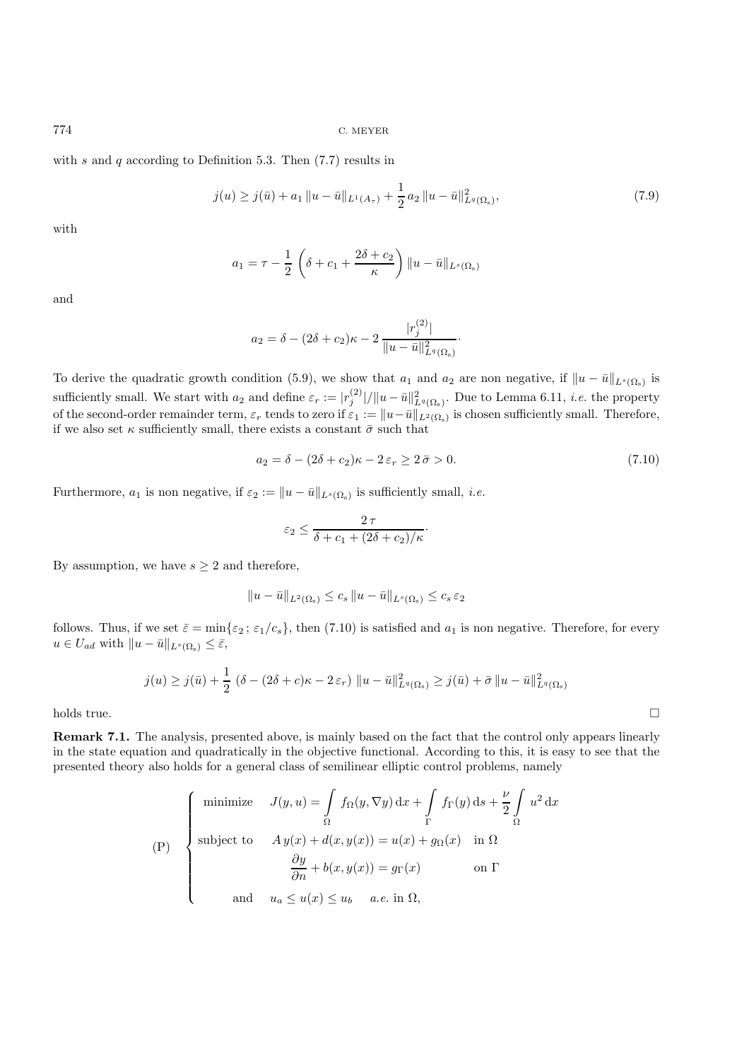with $s$ and $q$ according to Definition 5.3. Then (7.7) results in

$$j(u) \geq j(\bar{u}) + a_1 \, \|u - \bar{u}\|_{L^1(A_\tau)} + \frac{1}{2} \, a_2 \, \|u - \bar{u}\|^2_{L^q(\Omega_s)}, \tag{7.9}$$

with

$$a_1 = \tau - \frac{1}{2} \left( \delta + c_1 + \frac{2\delta + c_2}{\kappa} \right) \|u - \bar{u}\|_{L^s(\Omega_s)}$$

and

$$a_2 = \delta - (2\delta + c_2)\kappa - 2 \, \frac{|r_j^{(2)}|}{\|u - \bar{u}\|^2_{L^q(\Omega_s)}} \cdot$$

To derive the quadratic growth condition (5.9), we show that $a_1$ and $a_2$ are non negative, if $\|u - \bar{u}\|_{L^s(\Omega_s)}$ is sufficiently small. We start with $a_2$ and define $\varepsilon_r := |r_j^{(2)}|/\|u - \bar{u}\|^2_{L^q(\Omega_s)}$. Due to Lemma 6.11, *i.e.* the property of the second-order remainder term, $\varepsilon_r$ tends to zero if $\varepsilon_1 := \|u - \bar{u}\|_{L^2(\Omega_s)}$ is chosen sufficiently small. Therefore, if we also set $\kappa$ sufficiently small, there exists a constant $\bar{\sigma}$ such that

$$a_2 = \delta - (2\delta + c_2)\kappa - 2 \, \varepsilon_r \geq 2 \, \bar{\sigma} > 0. \tag{7.10}$$

Furthermore, $a_1$ is non negative, if $\varepsilon_2 := \|u - \bar{u}\|_{L^s(\Omega_s)}$ is sufficiently small, *i.e.*

$$\varepsilon_2 \leq \frac{2 \, \tau}{\delta + c_1 + (2\delta + c_2)/\kappa} \cdot$$

By assumption, we have $s \geq 2$ and therefore,

$$\|u - \bar{u}\|_{L^2(\Omega_s)} \leq c_s \, \|u - \bar{u}\|_{L^s(\Omega_s)} \leq c_s \, \varepsilon_2$$

follows. Thus, if we set $\bar{\varepsilon} = \min\{\varepsilon_2 \, ; \, \varepsilon_1/c_s\}$, then (7.10) is satisfied and $a_1$ is non negative. Therefore, for every $u \in U_{ad}$ with $\|u - \bar{u}\|_{L^s(\Omega_s)} \leq \bar{\varepsilon}$,

$$j(u) \geq j(\bar{u}) + \frac{1}{2} \, (\delta - (2\delta + c)\kappa - 2 \, \varepsilon_r) \, \|u - \bar{u}\|^2_{L^q(\Omega_s)} \geq j(\bar{u}) + \bar{\sigma} \, \|u - \bar{u}\|^2_{L^q(\Omega_s)}$$

holds true. □

**Remark 7.1.** The analysis, presented above, is mainly based on the fact that the control only appears linearly in the state equation and quadratically in the objective functional. According to this, it is easy to see that the presented theory also holds for a general class of semilinear elliptic control problems, namely

$$\text{(P)} \quad \begin{cases} \text{minimize} \quad J(y,u) = \displaystyle\int_\Omega f_\Omega(y, \nabla y) \, \mathrm{d}x + \int_\Gamma f_\Gamma(y) \, \mathrm{d}s + \frac{\nu}{2} \int_\Omega u^2 \, \mathrm{d}x \\ \text{subject to} \quad A\, y(x) + d(x, y(x)) = u(x) + g_\Omega(x) \quad \text{in } \Omega \\ \qquad\qquad\qquad \dfrac{\partial y}{\partial n} + b(x, y(x)) = g_\Gamma(x) \qquad \text{on } \Gamma \\ \qquad \text{and} \quad u_a \leq u(x) \leq u_b \quad a.e. \text{ in } \Omega, \end{cases}$$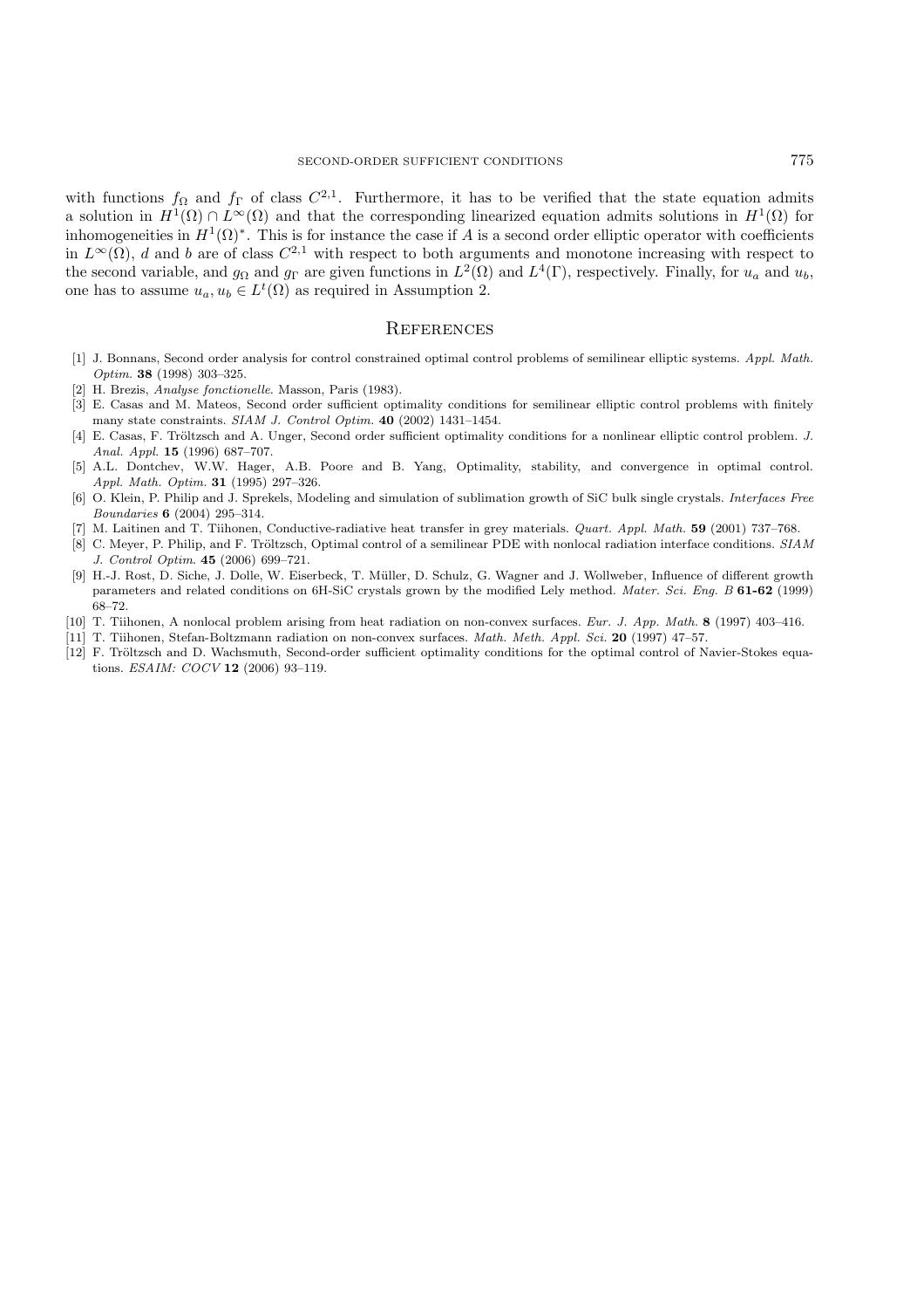with functions $f_\Omega$ and $f_\Gamma$ of class $C^{2,1}$. Furthermore, it has to be verified that the state equation admits a solution in $H^1(\Omega) \cap L^\infty(\Omega)$ and that the corresponding linearized equation admits solutions in $H^1(\Omega)$ for inhomogeneities in $H^1(\Omega)^*$. This is for instance the case if $A$ is a second order elliptic operator with coefficients in $L^\infty(\Omega)$, $d$ and $b$ are of class $C^{2,1}$ with respect to both arguments and monotone increasing with respect to the second variable, and $g_\Omega$ and $g_\Gamma$ are given functions in $L^2(\Omega)$ and $L^4(\Gamma)$, respectively. Finally, for $u_a$ and $u_b$, one has to assume $u_a, u_b \in L^t(\Omega)$ as required in Assumption 2.

## References

[1] J. Bonnans, Second order analysis for control constrained optimal control problems of semilinear elliptic systems. *Appl. Math. Optim.* **38** (1998) 303–325.

[2] H. Brezis, *Analyse fonctionelle*. Masson, Paris (1983).

[3] E. Casas and M. Mateos, Second order sufficient optimality conditions for semilinear elliptic control problems with finitely many state constraints. *SIAM J. Control Optim.* **40** (2002) 1431–1454.

[4] E. Casas, F. Tröltzsch and A. Unger, Second order sufficient optimality conditions for a nonlinear elliptic control problem. *J. Anal. Appl.* **15** (1996) 687–707.

[5] A.L. Dontchev, W.W. Hager, A.B. Poore and B. Yang, Optimality, stability, and convergence in optimal control. *Appl. Math. Optim.* **31** (1995) 297–326.

[6] O. Klein, P. Philip and J. Sprekels, Modeling and simulation of sublimation growth of SiC bulk single crystals. *Interfaces Free Boundaries* **6** (2004) 295–314.

[7] M. Laitinen and T. Tiihonen, Conductive-radiative heat transfer in grey materials. *Quart. Appl. Math.* **59** (2001) 737–768.

[8] C. Meyer, P. Philip, and F. Tröltzsch, Optimal control of a semilinear PDE with nonlocal radiation interface conditions. *SIAM J. Control Optim.* **45** (2006) 699–721.

[9] H.-J. Rost, D. Siche, J. Dolle, W. Eiserbeck, T. Müller, D. Schulz, G. Wagner and J. Wollweber, Influence of different growth parameters and related conditions on 6H-SiC crystals grown by the modified Lely method. *Mater. Sci. Eng. B* **61-62** (1999) 68–72.

[10] T. Tiihonen, A nonlocal problem arising from heat radiation on non-convex surfaces. *Eur. J. App. Math.* **8** (1997) 403–416.

[11] T. Tiihonen, Stefan-Boltzmann radiation on non-convex surfaces. *Math. Meth. Appl. Sci.* **20** (1997) 47–57.

[12] F. Tröltzsch and D. Wachsmuth, Second-order sufficient optimality conditions for the optimal control of Navier-Stokes equations. *ESAIM: COCV* **12** (2006) 93–119.